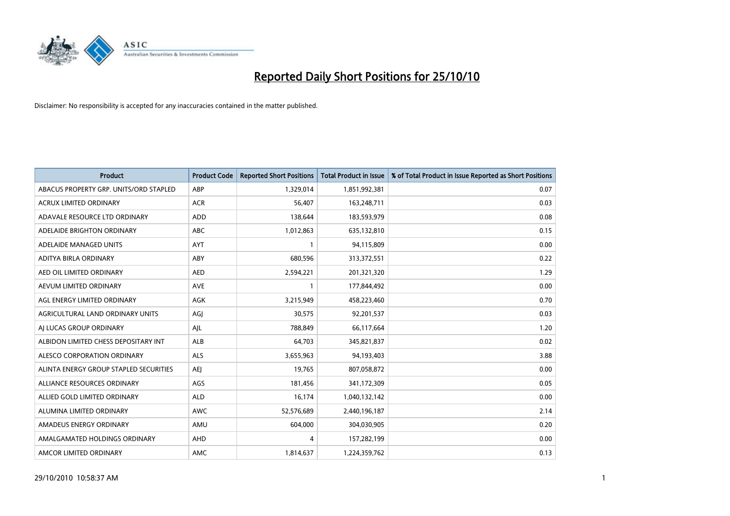# Reported Daily Short Positions for 25/10/10

Disclaimer: No responsibility is accepted for any inaccuracies contained in the matter published.

| Product | Product Code | Reported Short Positions | Total Product in Issue | % of Total Product in Issue Reported as Short Positions |
|---|---|---|---|---|
| ABACUS PROPERTY GRP. UNITS/ORD STAPLED | ABP | 1,329,014 | 1,851,992,381 | 0.07 |
| ACRUX LIMITED ORDINARY | ACR | 56,407 | 163,248,711 | 0.03 |
| ADAVALE RESOURCE LTD ORDINARY | ADD | 138,644 | 183,593,979 | 0.08 |
| ADELAIDE BRIGHTON ORDINARY | ABC | 1,012,863 | 635,132,810 | 0.15 |
| ADELAIDE MANAGED UNITS | AYT | 1 | 94,115,809 | 0.00 |
| ADITYA BIRLA ORDINARY | ABY | 680,596 | 313,372,551 | 0.22 |
| AED OIL LIMITED ORDINARY | AED | 2,594,221 | 201,321,320 | 1.29 |
| AEVUM LIMITED ORDINARY | AVE | 1 | 177,844,492 | 0.00 |
| AGL ENERGY LIMITED ORDINARY | AGK | 3,215,949 | 458,223,460 | 0.70 |
| AGRICULTURAL LAND ORDINARY UNITS | AGJ | 30,575 | 92,201,537 | 0.03 |
| AJ LUCAS GROUP ORDINARY | AJL | 788,849 | 66,117,664 | 1.20 |
| ALBIDON LIMITED CHESS DEPOSITARY INT | ALB | 64,703 | 345,821,837 | 0.02 |
| ALESCO CORPORATION ORDINARY | ALS | 3,655,963 | 94,193,403 | 3.88 |
| ALINTA ENERGY GROUP STAPLED SECURITIES | AEJ | 19,765 | 807,058,872 | 0.00 |
| ALLIANCE RESOURCES ORDINARY | AGS | 181,456 | 341,172,309 | 0.05 |
| ALLIED GOLD LIMITED ORDINARY | ALD | 16,174 | 1,040,132,142 | 0.00 |
| ALUMINA LIMITED ORDINARY | AWC | 52,576,689 | 2,440,196,187 | 2.14 |
| AMADEUS ENERGY ORDINARY | AMU | 604,000 | 304,030,905 | 0.20 |
| AMALGAMATED HOLDINGS ORDINARY | AHD | 4 | 157,282,199 | 0.00 |
| AMCOR LIMITED ORDINARY | AMC | 1,814,637 | 1,224,359,762 | 0.13 |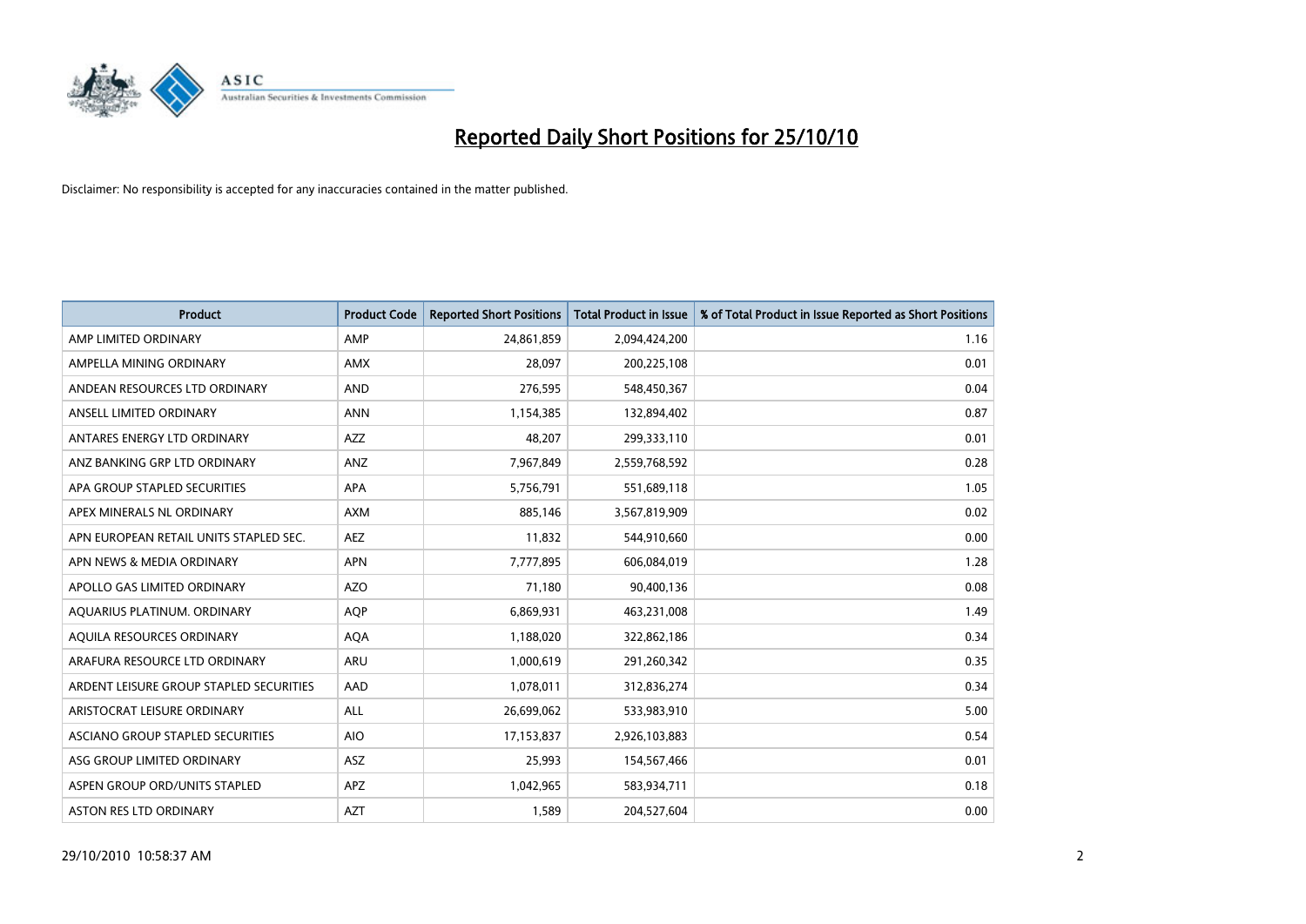# Reported Daily Short Positions for 25/10/10

Disclaimer: No responsibility is accepted for any inaccuracies contained in the matter published.

| Product | Product Code | Reported Short Positions | Total Product in Issue | % of Total Product in Issue Reported as Short Positions |
|---|---|---|---|---|
| AMP LIMITED ORDINARY | AMP | 24,861,859 | 2,094,424,200 | 1.16 |
| AMPELLA MINING ORDINARY | AMX | 28,097 | 200,225,108 | 0.01 |
| ANDEAN RESOURCES LTD ORDINARY | AND | 276,595 | 548,450,367 | 0.04 |
| ANSELL LIMITED ORDINARY | ANN | 1,154,385 | 132,894,402 | 0.87 |
| ANTARES ENERGY LTD ORDINARY | AZZ | 48,207 | 299,333,110 | 0.01 |
| ANZ BANKING GRP LTD ORDINARY | ANZ | 7,967,849 | 2,559,768,592 | 0.28 |
| APA GROUP STAPLED SECURITIES | APA | 5,756,791 | 551,689,118 | 1.05 |
| APEX MINERALS NL ORDINARY | AXM | 885,146 | 3,567,819,909 | 0.02 |
| APN EUROPEAN RETAIL UNITS STAPLED SEC. | AEZ | 11,832 | 544,910,660 | 0.00 |
| APN NEWS & MEDIA ORDINARY | APN | 7,777,895 | 606,084,019 | 1.28 |
| APOLLO GAS LIMITED ORDINARY | AZO | 71,180 | 90,400,136 | 0.08 |
| AQUARIUS PLATINUM. ORDINARY | AQP | 6,869,931 | 463,231,008 | 1.49 |
| AQUILA RESOURCES ORDINARY | AQA | 1,188,020 | 322,862,186 | 0.34 |
| ARAFURA RESOURCE LTD ORDINARY | ARU | 1,000,619 | 291,260,342 | 0.35 |
| ARDENT LEISURE GROUP STAPLED SECURITIES | AAD | 1,078,011 | 312,836,274 | 0.34 |
| ARISTOCRAT LEISURE ORDINARY | ALL | 26,699,062 | 533,983,910 | 5.00 |
| ASCIANO GROUP STAPLED SECURITIES | AIO | 17,153,837 | 2,926,103,883 | 0.54 |
| ASG GROUP LIMITED ORDINARY | ASZ | 25,993 | 154,567,466 | 0.01 |
| ASPEN GROUP ORD/UNITS STAPLED | APZ | 1,042,965 | 583,934,711 | 0.18 |
| ASTON RES LTD ORDINARY | AZT | 1,589 | 204,527,604 | 0.00 |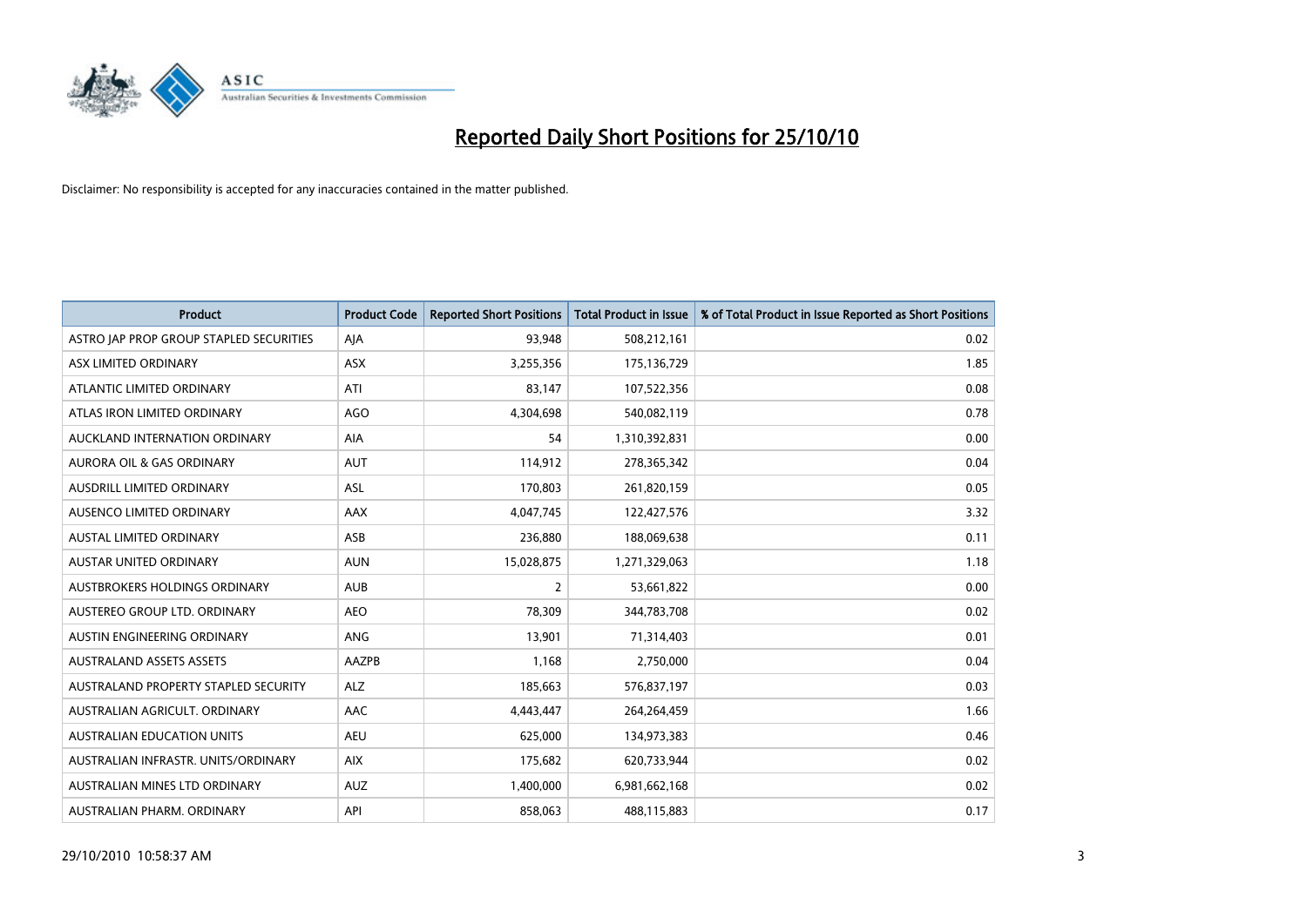# Reported Daily Short Positions for 25/10/10

Disclaimer: No responsibility is accepted for any inaccuracies contained in the matter published.

| Product | Product Code | Reported Short Positions | Total Product in Issue | % of Total Product in Issue Reported as Short Positions |
|---|---|---|---|---|
| ASTRO JAP PROP GROUP STAPLED SECURITIES | AJA | 93,948 | 508,212,161 | 0.02 |
| ASX LIMITED ORDINARY | ASX | 3,255,356 | 175,136,729 | 1.85 |
| ATLANTIC LIMITED ORDINARY | ATI | 83,147 | 107,522,356 | 0.08 |
| ATLAS IRON LIMITED ORDINARY | AGO | 4,304,698 | 540,082,119 | 0.78 |
| AUCKLAND INTERNATION ORDINARY | AIA | 54 | 1,310,392,831 | 0.00 |
| AURORA OIL & GAS ORDINARY | AUT | 114,912 | 278,365,342 | 0.04 |
| AUSDRILL LIMITED ORDINARY | ASL | 170,803 | 261,820,159 | 0.05 |
| AUSENCO LIMITED ORDINARY | AAX | 4,047,745 | 122,427,576 | 3.32 |
| AUSTAL LIMITED ORDINARY | ASB | 236,880 | 188,069,638 | 0.11 |
| AUSTAR UNITED ORDINARY | AUN | 15,028,875 | 1,271,329,063 | 1.18 |
| AUSTBROKERS HOLDINGS ORDINARY | AUB | 2 | 53,661,822 | 0.00 |
| AUSTEREO GROUP LTD. ORDINARY | AEO | 78,309 | 344,783,708 | 0.02 |
| AUSTIN ENGINEERING ORDINARY | ANG | 13,901 | 71,314,403 | 0.01 |
| AUSTRALAND ASSETS ASSETS | AAZPB | 1,168 | 2,750,000 | 0.04 |
| AUSTRALAND PROPERTY STAPLED SECURITY | ALZ | 185,663 | 576,837,197 | 0.03 |
| AUSTRALIAN AGRICULT. ORDINARY | AAC | 4,443,447 | 264,264,459 | 1.66 |
| AUSTRALIAN EDUCATION UNITS | AEU | 625,000 | 134,973,383 | 0.46 |
| AUSTRALIAN INFRASTR. UNITS/ORDINARY | AIX | 175,682 | 620,733,944 | 0.02 |
| AUSTRALIAN MINES LTD ORDINARY | AUZ | 1,400,000 | 6,981,662,168 | 0.02 |
| AUSTRALIAN PHARM. ORDINARY | API | 858,063 | 488,115,883 | 0.17 |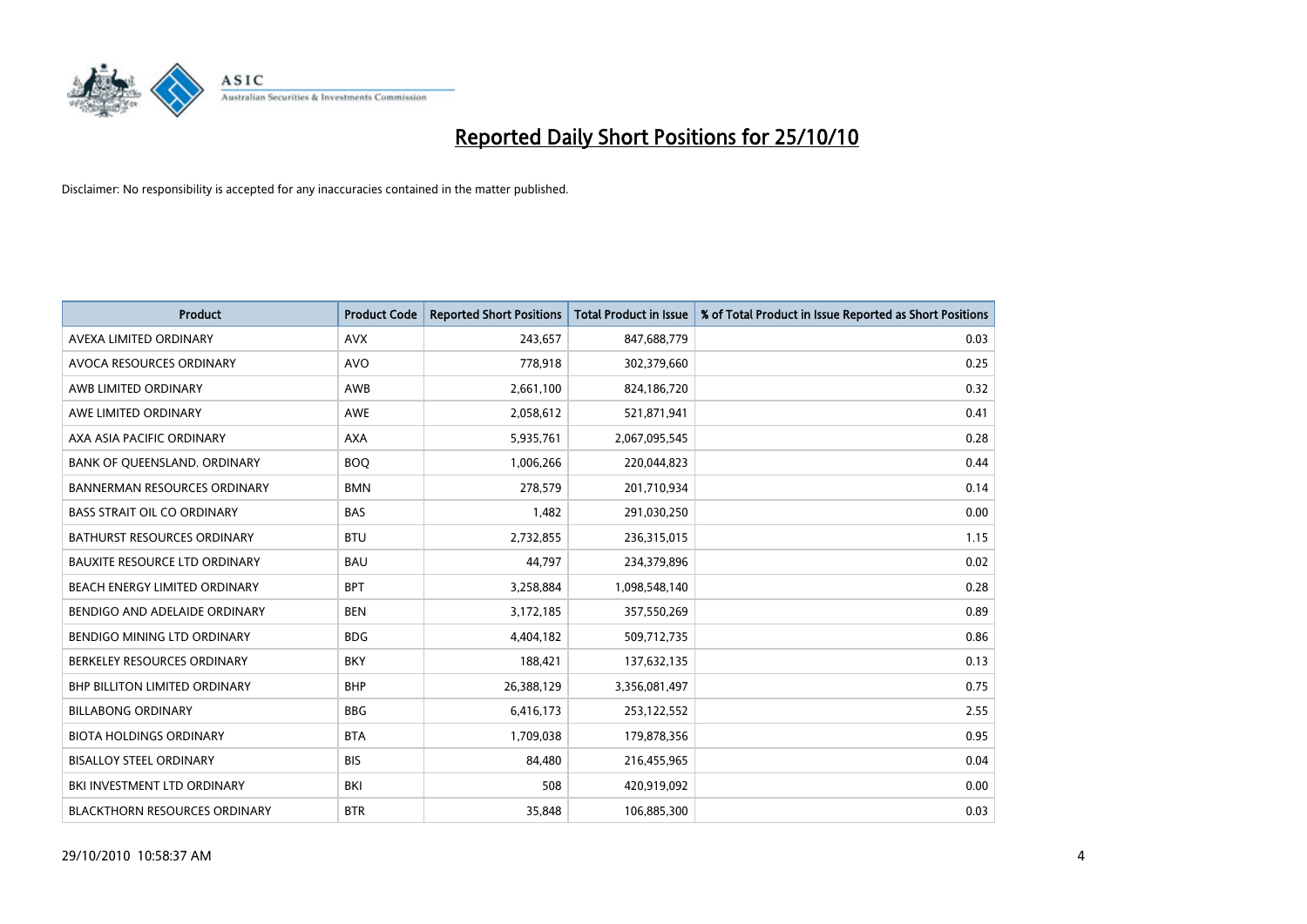# Reported Daily Short Positions for 25/10/10

Disclaimer: No responsibility is accepted for any inaccuracies contained in the matter published.

| Product | Product Code | Reported Short Positions | Total Product in Issue | % of Total Product in Issue Reported as Short Positions |
|---|---|---|---|---|
| AVEXA LIMITED ORDINARY | AVX | 243,657 | 847,688,779 | 0.03 |
| AVOCA RESOURCES ORDINARY | AVO | 778,918 | 302,379,660 | 0.25 |
| AWB LIMITED ORDINARY | AWB | 2,661,100 | 824,186,720 | 0.32 |
| AWE LIMITED ORDINARY | AWE | 2,058,612 | 521,871,941 | 0.41 |
| AXA ASIA PACIFIC ORDINARY | AXA | 5,935,761 | 2,067,095,545 | 0.28 |
| BANK OF QUEENSLAND. ORDINARY | BOQ | 1,006,266 | 220,044,823 | 0.44 |
| BANNERMAN RESOURCES ORDINARY | BMN | 278,579 | 201,710,934 | 0.14 |
| BASS STRAIT OIL CO ORDINARY | BAS | 1,482 | 291,030,250 | 0.00 |
| BATHURST RESOURCES ORDINARY | BTU | 2,732,855 | 236,315,015 | 1.15 |
| BAUXITE RESOURCE LTD ORDINARY | BAU | 44,797 | 234,379,896 | 0.02 |
| BEACH ENERGY LIMITED ORDINARY | BPT | 3,258,884 | 1,098,548,140 | 0.28 |
| BENDIGO AND ADELAIDE ORDINARY | BEN | 3,172,185 | 357,550,269 | 0.89 |
| BENDIGO MINING LTD ORDINARY | BDG | 4,404,182 | 509,712,735 | 0.86 |
| BERKELEY RESOURCES ORDINARY | BKY | 188,421 | 137,632,135 | 0.13 |
| BHP BILLITON LIMITED ORDINARY | BHP | 26,388,129 | 3,356,081,497 | 0.75 |
| BILLABONG ORDINARY | BBG | 6,416,173 | 253,122,552 | 2.55 |
| BIOTA HOLDINGS ORDINARY | BTA | 1,709,038 | 179,878,356 | 0.95 |
| BISALLOY STEEL ORDINARY | BIS | 84,480 | 216,455,965 | 0.04 |
| BKI INVESTMENT LTD ORDINARY | BKI | 508 | 420,919,092 | 0.00 |
| BLACKTHORN RESOURCES ORDINARY | BTR | 35,848 | 106,885,300 | 0.03 |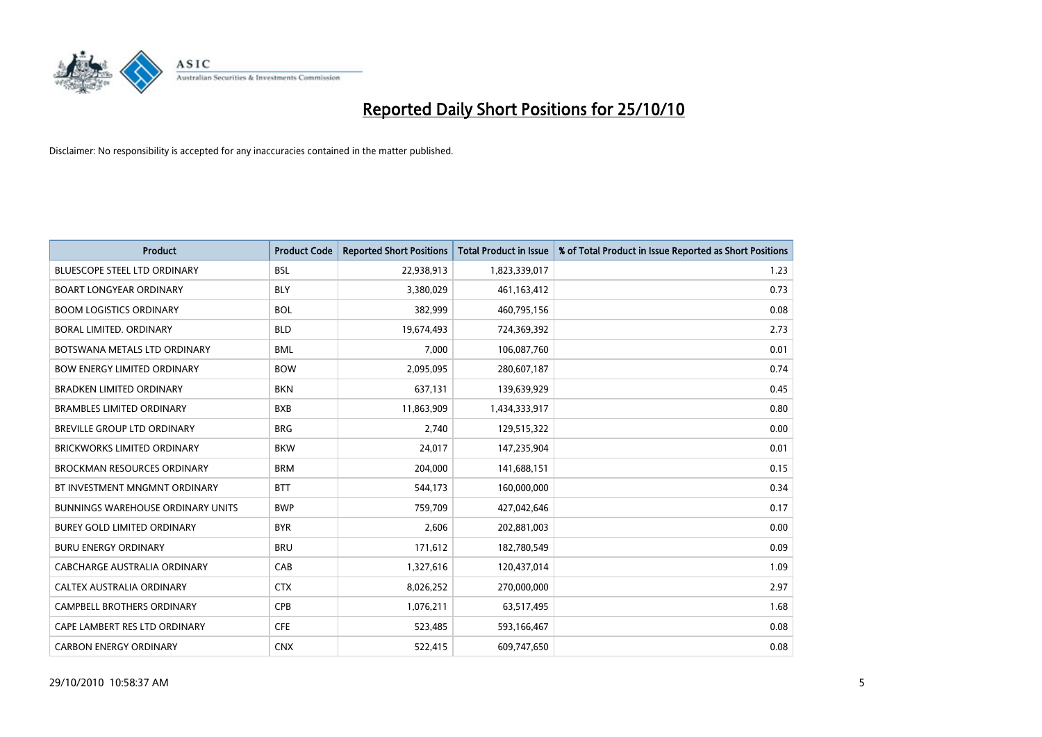# Reported Daily Short Positions for 25/10/10

Disclaimer: No responsibility is accepted for any inaccuracies contained in the matter published.

| Product | Product Code | Reported Short Positions | Total Product in Issue | % of Total Product in Issue Reported as Short Positions |
|---|---|---|---|---|
| BLUESCOPE STEEL LTD ORDINARY | BSL | 22,938,913 | 1,823,339,017 | 1.23 |
| BOART LONGYEAR ORDINARY | BLY | 3,380,029 | 461,163,412 | 0.73 |
| BOOM LOGISTICS ORDINARY | BOL | 382,999 | 460,795,156 | 0.08 |
| BORAL LIMITED. ORDINARY | BLD | 19,674,493 | 724,369,392 | 2.73 |
| BOTSWANA METALS LTD ORDINARY | BML | 7,000 | 106,087,760 | 0.01 |
| BOW ENERGY LIMITED ORDINARY | BOW | 2,095,095 | 280,607,187 | 0.74 |
| BRADKEN LIMITED ORDINARY | BKN | 637,131 | 139,639,929 | 0.45 |
| BRAMBLES LIMITED ORDINARY | BXB | 11,863,909 | 1,434,333,917 | 0.80 |
| BREVILLE GROUP LTD ORDINARY | BRG | 2,740 | 129,515,322 | 0.00 |
| BRICKWORKS LIMITED ORDINARY | BKW | 24,017 | 147,235,904 | 0.01 |
| BROCKMAN RESOURCES ORDINARY | BRM | 204,000 | 141,688,151 | 0.15 |
| BT INVESTMENT MNGMNT ORDINARY | BTT | 544,173 | 160,000,000 | 0.34 |
| BUNNINGS WAREHOUSE ORDINARY UNITS | BWP | 759,709 | 427,042,646 | 0.17 |
| BUREY GOLD LIMITED ORDINARY | BYR | 2,606 | 202,881,003 | 0.00 |
| BURU ENERGY ORDINARY | BRU | 171,612 | 182,780,549 | 0.09 |
| CABCHARGE AUSTRALIA ORDINARY | CAB | 1,327,616 | 120,437,014 | 1.09 |
| CALTEX AUSTRALIA ORDINARY | CTX | 8,026,252 | 270,000,000 | 2.97 |
| CAMPBELL BROTHERS ORDINARY | CPB | 1,076,211 | 63,517,495 | 1.68 |
| CAPE LAMBERT RES LTD ORDINARY | CFE | 523,485 | 593,166,467 | 0.08 |
| CARBON ENERGY ORDINARY | CNX | 522,415 | 609,747,650 | 0.08 |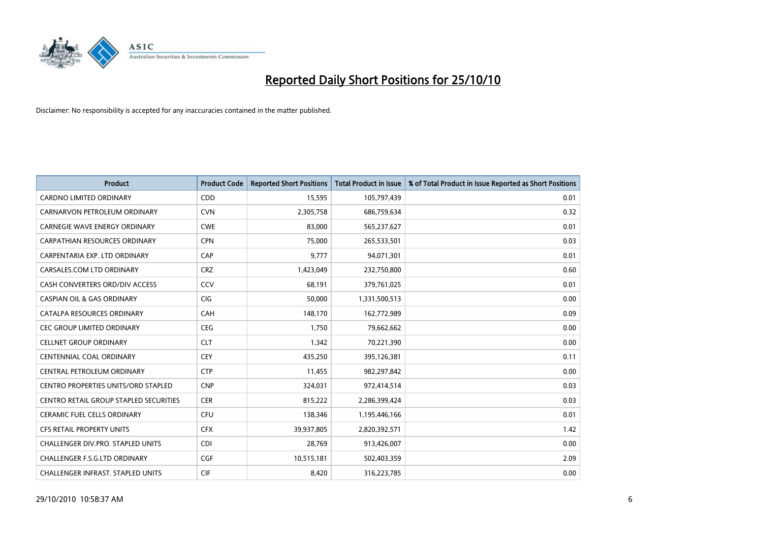# Reported Daily Short Positions for 25/10/10

Disclaimer: No responsibility is accepted for any inaccuracies contained in the matter published.

| Product | Product Code | Reported Short Positions | Total Product in Issue | % of Total Product in Issue Reported as Short Positions |
|---|---|---|---|---|
| CARDNO LIMITED ORDINARY | CDD | 15,595 | 105,797,439 | 0.01 |
| CARNARVON PETROLEUM ORDINARY | CVN | 2,305,758 | 686,759,634 | 0.32 |
| CARNEGIE WAVE ENERGY ORDINARY | CWE | 83,000 | 565,237,627 | 0.01 |
| CARPATHIAN RESOURCES ORDINARY | CPN | 75,000 | 265,533,501 | 0.03 |
| CARPENTARIA EXP. LTD ORDINARY | CAP | 9,777 | 94,071,301 | 0.01 |
| CARSALES.COM LTD ORDINARY | CRZ | 1,423,049 | 232,750,800 | 0.60 |
| CASH CONVERTERS ORD/DIV ACCESS | CCV | 68,191 | 379,761,025 | 0.01 |
| CASPIAN OIL & GAS ORDINARY | CIG | 50,000 | 1,331,500,513 | 0.00 |
| CATALPA RESOURCES ORDINARY | CAH | 148,170 | 162,772,989 | 0.09 |
| CEC GROUP LIMITED ORDINARY | CEG | 1,750 | 79,662,662 | 0.00 |
| CELLNET GROUP ORDINARY | CLT | 1,342 | 70,221,390 | 0.00 |
| CENTENNIAL COAL ORDINARY | CEY | 435,250 | 395,126,381 | 0.11 |
| CENTRAL PETROLEUM ORDINARY | CTP | 11,455 | 982,297,842 | 0.00 |
| CENTRO PROPERTIES UNITS/ORD STAPLED | CNP | 324,031 | 972,414,514 | 0.03 |
| CENTRO RETAIL GROUP STAPLED SECURITIES | CER | 815,222 | 2,286,399,424 | 0.03 |
| CERAMIC FUEL CELLS ORDINARY | CFU | 138,346 | 1,195,446,166 | 0.01 |
| CFS RETAIL PROPERTY UNITS | CFX | 39,937,805 | 2,820,392,571 | 1.42 |
| CHALLENGER DIV.PRO. STAPLED UNITS | CDI | 28,769 | 913,426,007 | 0.00 |
| CHALLENGER F.S.G.LTD ORDINARY | CGF | 10,515,181 | 502,403,359 | 2.09 |
| CHALLENGER INFRAST. STAPLED UNITS | CIF | 8,420 | 316,223,785 | 0.00 |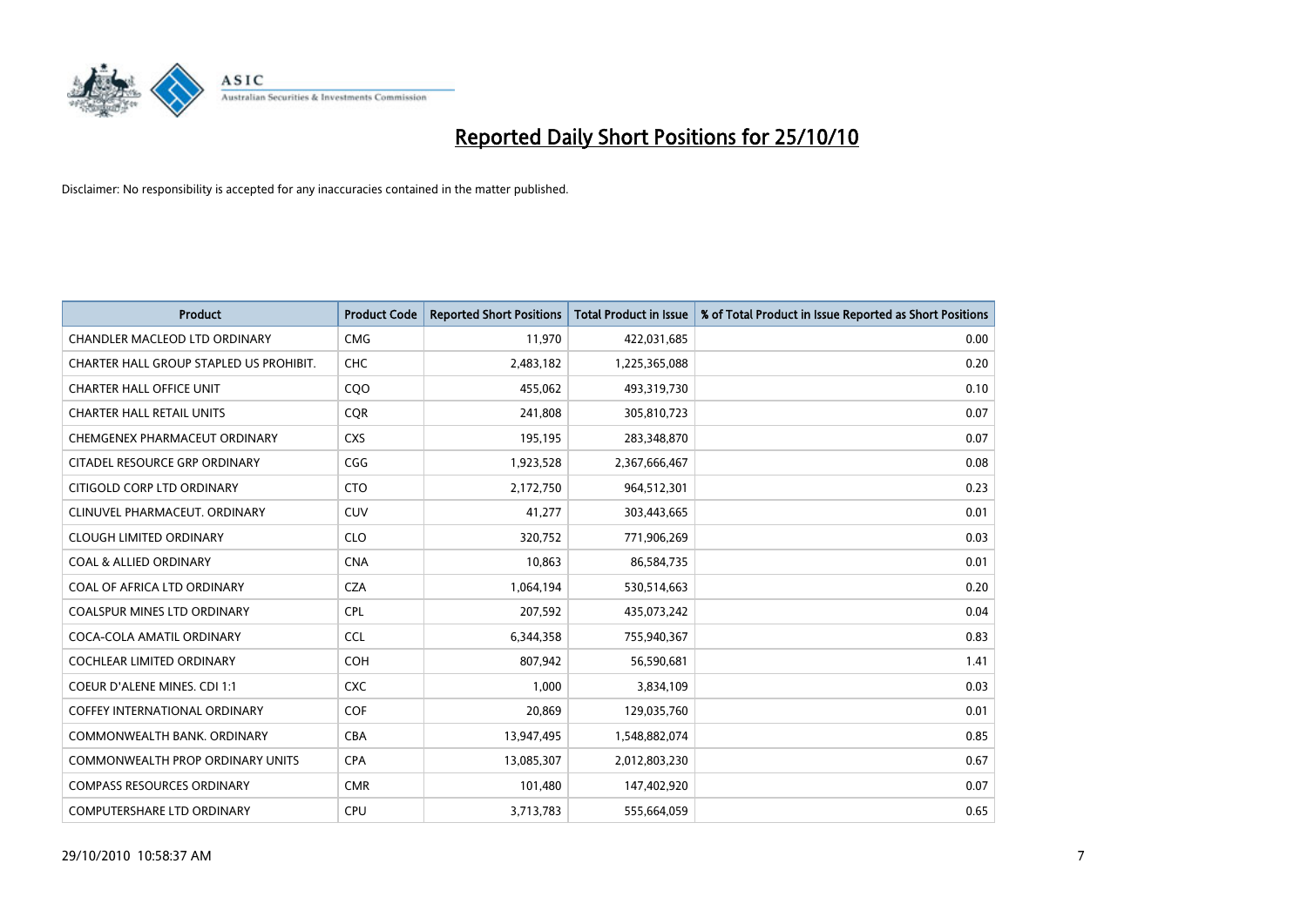# Reported Daily Short Positions for 25/10/10

Disclaimer: No responsibility is accepted for any inaccuracies contained in the matter published.

| Product | Product Code | Reported Short Positions | Total Product in Issue | % of Total Product in Issue Reported as Short Positions |
|---|---|---|---|---|
| CHANDLER MACLEOD LTD ORDINARY | CMG | 11,970 | 422,031,685 | 0.00 |
| CHARTER HALL GROUP STAPLED US PROHIBIT. | CHC | 2,483,182 | 1,225,365,088 | 0.20 |
| CHARTER HALL OFFICE UNIT | CQO | 455,062 | 493,319,730 | 0.10 |
| CHARTER HALL RETAIL UNITS | CQR | 241,808 | 305,810,723 | 0.07 |
| CHEMGENEX PHARMACEUT ORDINARY | CXS | 195,195 | 283,348,870 | 0.07 |
| CITADEL RESOURCE GRP ORDINARY | CGG | 1,923,528 | 2,367,666,467 | 0.08 |
| CITIGOLD CORP LTD ORDINARY | CTO | 2,172,750 | 964,512,301 | 0.23 |
| CLINUVEL PHARMACEUT. ORDINARY | CUV | 41,277 | 303,443,665 | 0.01 |
| CLOUGH LIMITED ORDINARY | CLO | 320,752 | 771,906,269 | 0.03 |
| COAL & ALLIED ORDINARY | CNA | 10,863 | 86,584,735 | 0.01 |
| COAL OF AFRICA LTD ORDINARY | CZA | 1,064,194 | 530,514,663 | 0.20 |
| COALSPUR MINES LTD ORDINARY | CPL | 207,592 | 435,073,242 | 0.04 |
| COCA-COLA AMATIL ORDINARY | CCL | 6,344,358 | 755,940,367 | 0.83 |
| COCHLEAR LIMITED ORDINARY | COH | 807,942 | 56,590,681 | 1.41 |
| COEUR D'ALENE MINES. CDI 1:1 | CXC | 1,000 | 3,834,109 | 0.03 |
| COFFEY INTERNATIONAL ORDINARY | COF | 20,869 | 129,035,760 | 0.01 |
| COMMONWEALTH BANK. ORDINARY | CBA | 13,947,495 | 1,548,882,074 | 0.85 |
| COMMONWEALTH PROP ORDINARY UNITS | CPA | 13,085,307 | 2,012,803,230 | 0.67 |
| COMPASS RESOURCES ORDINARY | CMR | 101,480 | 147,402,920 | 0.07 |
| COMPUTERSHARE LTD ORDINARY | CPU | 3,713,783 | 555,664,059 | 0.65 |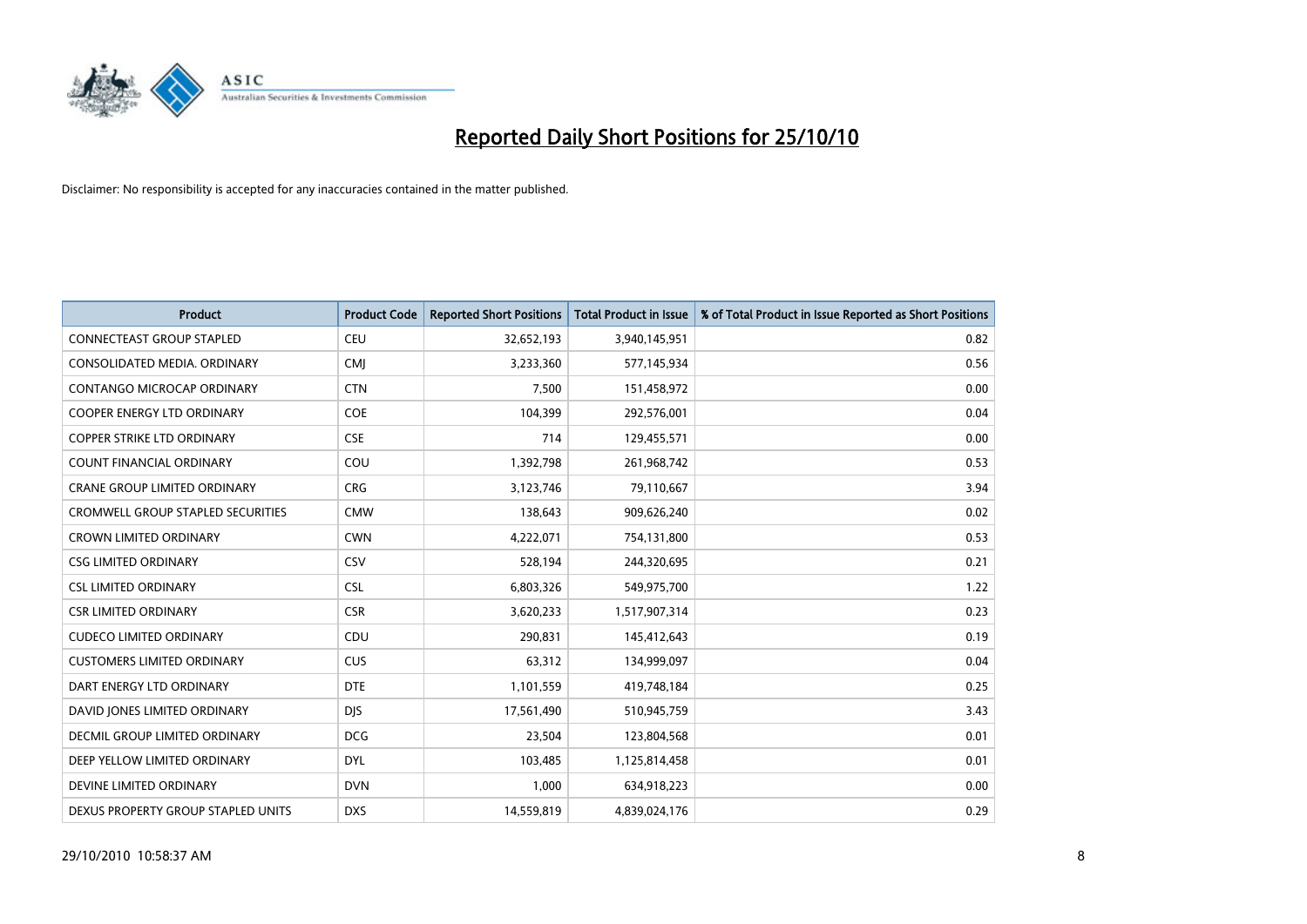# Reported Daily Short Positions for 25/10/10

Disclaimer: No responsibility is accepted for any inaccuracies contained in the matter published.

| Product | Product Code | Reported Short Positions | Total Product in Issue | % of Total Product in Issue Reported as Short Positions |
|---|---|---|---|---|
| CONNECTEAST GROUP STAPLED | CEU | 32,652,193 | 3,940,145,951 | 0.82 |
| CONSOLIDATED MEDIA. ORDINARY | CMJ | 3,233,360 | 577,145,934 | 0.56 |
| CONTANGO MICROCAP ORDINARY | CTN | 7,500 | 151,458,972 | 0.00 |
| COOPER ENERGY LTD ORDINARY | COE | 104,399 | 292,576,001 | 0.04 |
| COPPER STRIKE LTD ORDINARY | CSE | 714 | 129,455,571 | 0.00 |
| COUNT FINANCIAL ORDINARY | COU | 1,392,798 | 261,968,742 | 0.53 |
| CRANE GROUP LIMITED ORDINARY | CRG | 3,123,746 | 79,110,667 | 3.94 |
| CROMWELL GROUP STAPLED SECURITIES | CMW | 138,643 | 909,626,240 | 0.02 |
| CROWN LIMITED ORDINARY | CWN | 4,222,071 | 754,131,800 | 0.53 |
| CSG LIMITED ORDINARY | CSV | 528,194 | 244,320,695 | 0.21 |
| CSL LIMITED ORDINARY | CSL | 6,803,326 | 549,975,700 | 1.22 |
| CSR LIMITED ORDINARY | CSR | 3,620,233 | 1,517,907,314 | 0.23 |
| CUDECO LIMITED ORDINARY | CDU | 290,831 | 145,412,643 | 0.19 |
| CUSTOMERS LIMITED ORDINARY | CUS | 63,312 | 134,999,097 | 0.04 |
| DART ENERGY LTD ORDINARY | DTE | 1,101,559 | 419,748,184 | 0.25 |
| DAVID JONES LIMITED ORDINARY | DJS | 17,561,490 | 510,945,759 | 3.43 |
| DECMIL GROUP LIMITED ORDINARY | DCG | 23,504 | 123,804,568 | 0.01 |
| DEEP YELLOW LIMITED ORDINARY | DYL | 103,485 | 1,125,814,458 | 0.01 |
| DEVINE LIMITED ORDINARY | DVN | 1,000 | 634,918,223 | 0.00 |
| DEXUS PROPERTY GROUP STAPLED UNITS | DXS | 14,559,819 | 4,839,024,176 | 0.29 |

29/10/2010 10:58:37 AM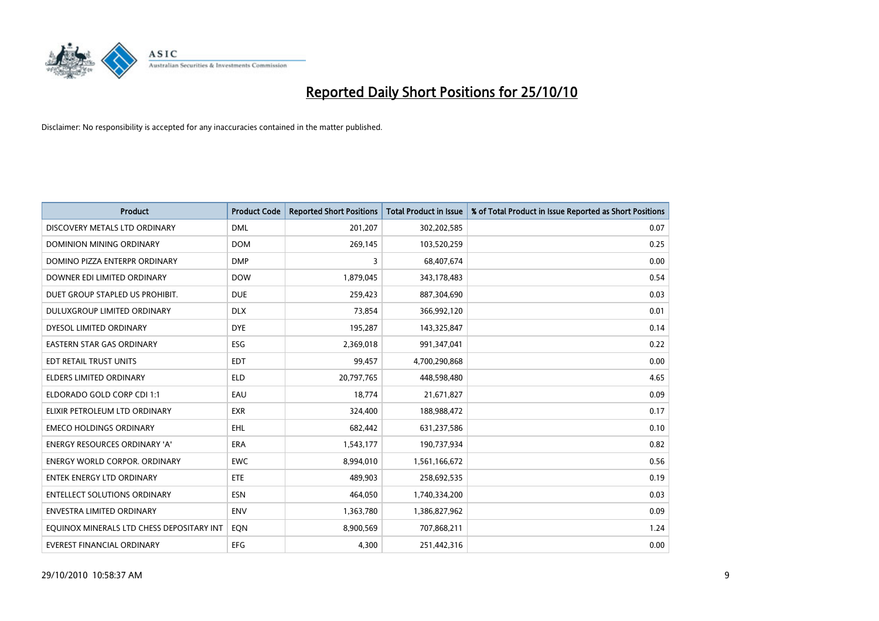# Reported Daily Short Positions for 25/10/10

Disclaimer: No responsibility is accepted for any inaccuracies contained in the matter published.

| Product | Product Code | Reported Short Positions | Total Product in Issue | % of Total Product in Issue Reported as Short Positions |
|---|---|---|---|---|
| DISCOVERY METALS LTD ORDINARY | DML | 201,207 | 302,202,585 | 0.07 |
| DOMINION MINING ORDINARY | DOM | 269,145 | 103,520,259 | 0.25 |
| DOMINO PIZZA ENTERPR ORDINARY | DMP | 3 | 68,407,674 | 0.00 |
| DOWNER EDI LIMITED ORDINARY | DOW | 1,879,045 | 343,178,483 | 0.54 |
| DUET GROUP STAPLED US PROHIBIT. | DUE | 259,423 | 887,304,690 | 0.03 |
| DULUXGROUP LIMITED ORDINARY | DLX | 73,854 | 366,992,120 | 0.01 |
| DYESOL LIMITED ORDINARY | DYE | 195,287 | 143,325,847 | 0.14 |
| EASTERN STAR GAS ORDINARY | ESG | 2,369,018 | 991,347,041 | 0.22 |
| EDT RETAIL TRUST UNITS | EDT | 99,457 | 4,700,290,868 | 0.00 |
| ELDERS LIMITED ORDINARY | ELD | 20,797,765 | 448,598,480 | 4.65 |
| ELDORADO GOLD CORP CDI 1:1 | EAU | 18,774 | 21,671,827 | 0.09 |
| ELIXIR PETROLEUM LTD ORDINARY | EXR | 324,400 | 188,988,472 | 0.17 |
| EMECO HOLDINGS ORDINARY | EHL | 682,442 | 631,237,586 | 0.10 |
| ENERGY RESOURCES ORDINARY 'A' | ERA | 1,543,177 | 190,737,934 | 0.82 |
| ENERGY WORLD CORPOR. ORDINARY | EWC | 8,994,010 | 1,561,166,672 | 0.56 |
| ENTEK ENERGY LTD ORDINARY | ETE | 489,903 | 258,692,535 | 0.19 |
| ENTELLECT SOLUTIONS ORDINARY | ESN | 464,050 | 1,740,334,200 | 0.03 |
| ENVESTRA LIMITED ORDINARY | ENV | 1,363,780 | 1,386,827,962 | 0.09 |
| EQUINOX MINERALS LTD CHESS DEPOSITARY INT | EQN | 8,900,569 | 707,868,211 | 1.24 |
| EVEREST FINANCIAL ORDINARY | EFG | 4,300 | 251,442,316 | 0.00 |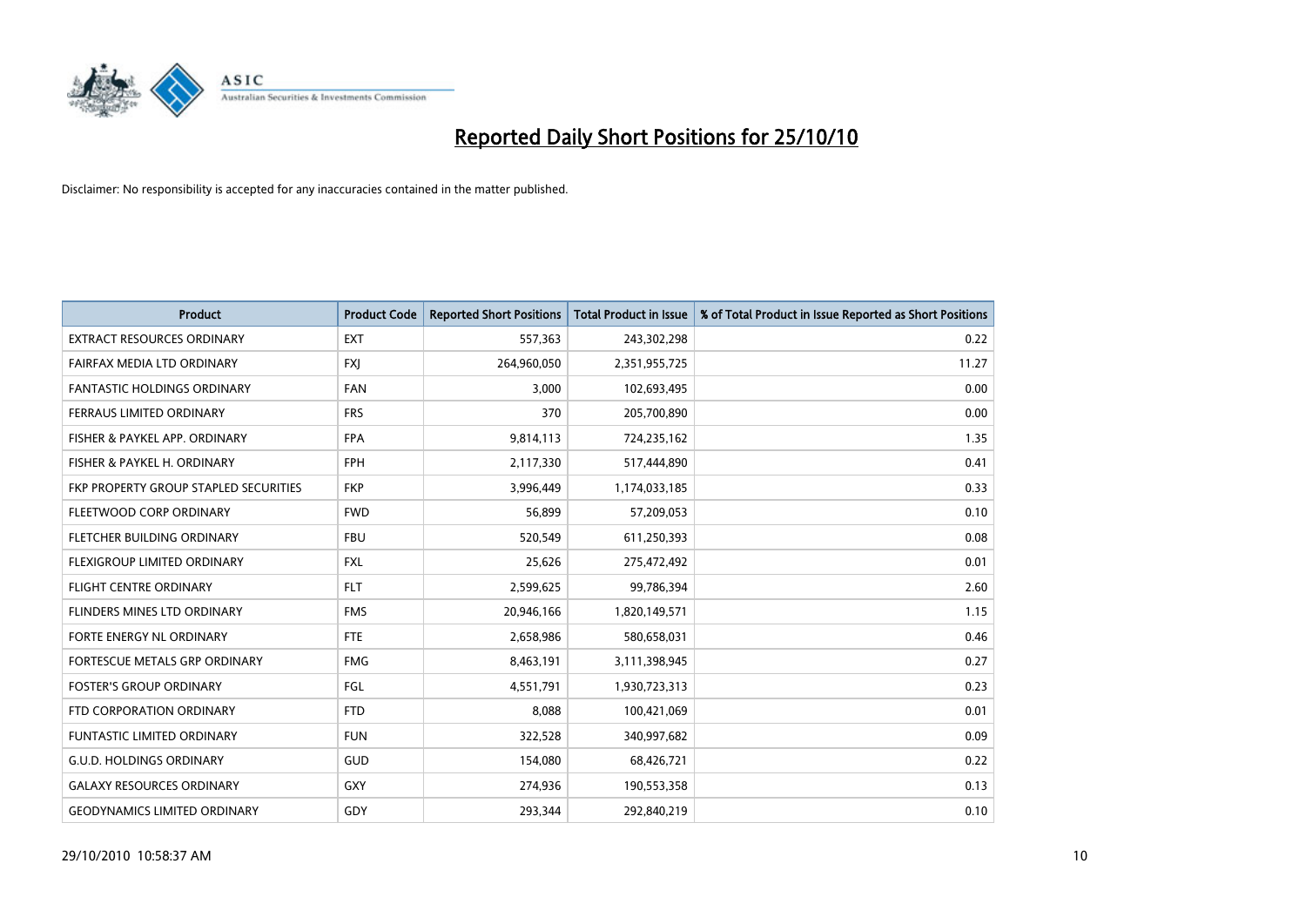# Reported Daily Short Positions for 25/10/10

Disclaimer: No responsibility is accepted for any inaccuracies contained in the matter published.

| Product | Product Code | Reported Short Positions | Total Product in Issue | % of Total Product in Issue Reported as Short Positions |
|---|---|---|---|---|
| EXTRACT RESOURCES ORDINARY | EXT | 557,363 | 243,302,298 | 0.22 |
| FAIRFAX MEDIA LTD ORDINARY | FXJ | 264,960,050 | 2,351,955,725 | 11.27 |
| FANTASTIC HOLDINGS ORDINARY | FAN | 3,000 | 102,693,495 | 0.00 |
| FERRAUS LIMITED ORDINARY | FRS | 370 | 205,700,890 | 0.00 |
| FISHER & PAYKEL APP. ORDINARY | FPA | 9,814,113 | 724,235,162 | 1.35 |
| FISHER & PAYKEL H. ORDINARY | FPH | 2,117,330 | 517,444,890 | 0.41 |
| FKP PROPERTY GROUP STAPLED SECURITIES | FKP | 3,996,449 | 1,174,033,185 | 0.33 |
| FLEETWOOD CORP ORDINARY | FWD | 56,899 | 57,209,053 | 0.10 |
| FLETCHER BUILDING ORDINARY | FBU | 520,549 | 611,250,393 | 0.08 |
| FLEXIGROUP LIMITED ORDINARY | FXL | 25,626 | 275,472,492 | 0.01 |
| FLIGHT CENTRE ORDINARY | FLT | 2,599,625 | 99,786,394 | 2.60 |
| FLINDERS MINES LTD ORDINARY | FMS | 20,946,166 | 1,820,149,571 | 1.15 |
| FORTE ENERGY NL ORDINARY | FTE | 2,658,986 | 580,658,031 | 0.46 |
| FORTESCUE METALS GRP ORDINARY | FMG | 8,463,191 | 3,111,398,945 | 0.27 |
| FOSTER'S GROUP ORDINARY | FGL | 4,551,791 | 1,930,723,313 | 0.23 |
| FTD CORPORATION ORDINARY | FTD | 8,088 | 100,421,069 | 0.01 |
| FUNTASTIC LIMITED ORDINARY | FUN | 322,528 | 340,997,682 | 0.09 |
| G.U.D. HOLDINGS ORDINARY | GUD | 154,080 | 68,426,721 | 0.22 |
| GALAXY RESOURCES ORDINARY | GXY | 274,936 | 190,553,358 | 0.13 |
| GEODYNAMICS LIMITED ORDINARY | GDY | 293,344 | 292,840,219 | 0.10 |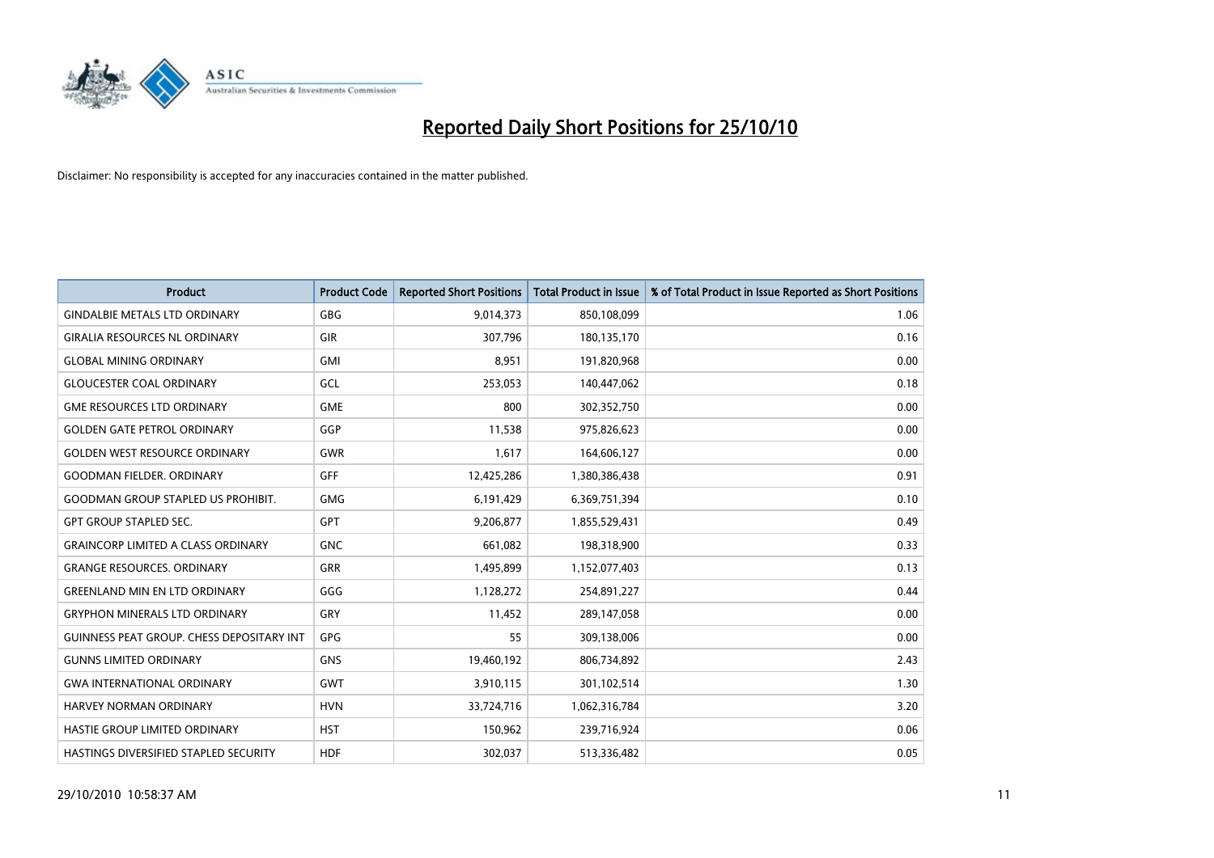# Reported Daily Short Positions for 25/10/10

Disclaimer: No responsibility is accepted for any inaccuracies contained in the matter published.

| Product | Product Code | Reported Short Positions | Total Product in Issue | % of Total Product in Issue Reported as Short Positions |
|---|---|---|---|---|
| GINDALBIE METALS LTD ORDINARY | GBG | 9,014,373 | 850,108,099 | 1.06 |
| GIRALIA RESOURCES NL ORDINARY | GIR | 307,796 | 180,135,170 | 0.16 |
| GLOBAL MINING ORDINARY | GMI | 8,951 | 191,820,968 | 0.00 |
| GLOUCESTER COAL ORDINARY | GCL | 253,053 | 140,447,062 | 0.18 |
| GME RESOURCES LTD ORDINARY | GME | 800 | 302,352,750 | 0.00 |
| GOLDEN GATE PETROL ORDINARY | GGP | 11,538 | 975,826,623 | 0.00 |
| GOLDEN WEST RESOURCE ORDINARY | GWR | 1,617 | 164,606,127 | 0.00 |
| GOODMAN FIELDER. ORDINARY | GFF | 12,425,286 | 1,380,386,438 | 0.91 |
| GOODMAN GROUP STAPLED US PROHIBIT. | GMG | 6,191,429 | 6,369,751,394 | 0.10 |
| GPT GROUP STAPLED SEC. | GPT | 9,206,877 | 1,855,529,431 | 0.49 |
| GRAINCORP LIMITED A CLASS ORDINARY | GNC | 661,082 | 198,318,900 | 0.33 |
| GRANGE RESOURCES. ORDINARY | GRR | 1,495,899 | 1,152,077,403 | 0.13 |
| GREENLAND MIN EN LTD ORDINARY | GGG | 1,128,272 | 254,891,227 | 0.44 |
| GRYPHON MINERALS LTD ORDINARY | GRY | 11,452 | 289,147,058 | 0.00 |
| GUINNESS PEAT GROUP. CHESS DEPOSITARY INT | GPG | 55 | 309,138,006 | 0.00 |
| GUNNS LIMITED ORDINARY | GNS | 19,460,192 | 806,734,892 | 2.43 |
| GWA INTERNATIONAL ORDINARY | GWT | 3,910,115 | 301,102,514 | 1.30 |
| HARVEY NORMAN ORDINARY | HVN | 33,724,716 | 1,062,316,784 | 3.20 |
| HASTIE GROUP LIMITED ORDINARY | HST | 150,962 | 239,716,924 | 0.06 |
| HASTINGS DIVERSIFIED STAPLED SECURITY | HDF | 302,037 | 513,336,482 | 0.05 |

29/10/2010 10:58:37 AM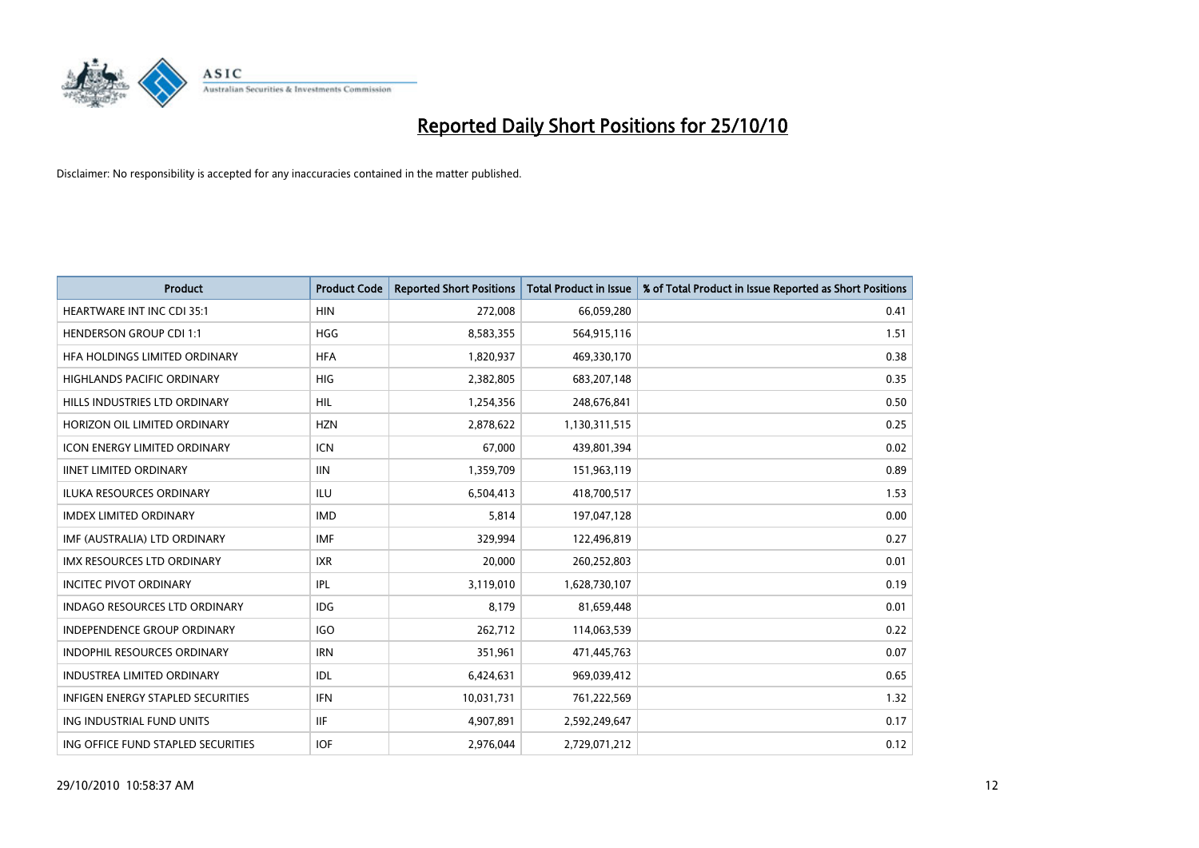# Reported Daily Short Positions for 25/10/10

Disclaimer: No responsibility is accepted for any inaccuracies contained in the matter published.

| Product | Product Code | Reported Short Positions | Total Product in Issue | % of Total Product in Issue Reported as Short Positions |
|---|---|---|---|---|
| HEARTWARE INT INC CDI 35:1 | HIN | 272,008 | 66,059,280 | 0.41 |
| HENDERSON GROUP CDI 1:1 | HGG | 8,583,355 | 564,915,116 | 1.51 |
| HFA HOLDINGS LIMITED ORDINARY | HFA | 1,820,937 | 469,330,170 | 0.38 |
| HIGHLANDS PACIFIC ORDINARY | HIG | 2,382,805 | 683,207,148 | 0.35 |
| HILLS INDUSTRIES LTD ORDINARY | HIL | 1,254,356 | 248,676,841 | 0.50 |
| HORIZON OIL LIMITED ORDINARY | HZN | 2,878,622 | 1,130,311,515 | 0.25 |
| ICON ENERGY LIMITED ORDINARY | ICN | 67,000 | 439,801,394 | 0.02 |
| IINET LIMITED ORDINARY | IIN | 1,359,709 | 151,963,119 | 0.89 |
| ILUKA RESOURCES ORDINARY | ILU | 6,504,413 | 418,700,517 | 1.53 |
| IMDEX LIMITED ORDINARY | IMD | 5,814 | 197,047,128 | 0.00 |
| IMF (AUSTRALIA) LTD ORDINARY | IMF | 329,994 | 122,496,819 | 0.27 |
| IMX RESOURCES LTD ORDINARY | IXR | 20,000 | 260,252,803 | 0.01 |
| INCITEC PIVOT ORDINARY | IPL | 3,119,010 | 1,628,730,107 | 0.19 |
| INDAGO RESOURCES LTD ORDINARY | IDG | 8,179 | 81,659,448 | 0.01 |
| INDEPENDENCE GROUP ORDINARY | IGO | 262,712 | 114,063,539 | 0.22 |
| INDOPHIL RESOURCES ORDINARY | IRN | 351,961 | 471,445,763 | 0.07 |
| INDUSTREA LIMITED ORDINARY | IDL | 6,424,631 | 969,039,412 | 0.65 |
| INFIGEN ENERGY STAPLED SECURITIES | IFN | 10,031,731 | 761,222,569 | 1.32 |
| ING INDUSTRIAL FUND UNITS | IIF | 4,907,891 | 2,592,249,647 | 0.17 |
| ING OFFICE FUND STAPLED SECURITIES | IOF | 2,976,044 | 2,729,071,212 | 0.12 |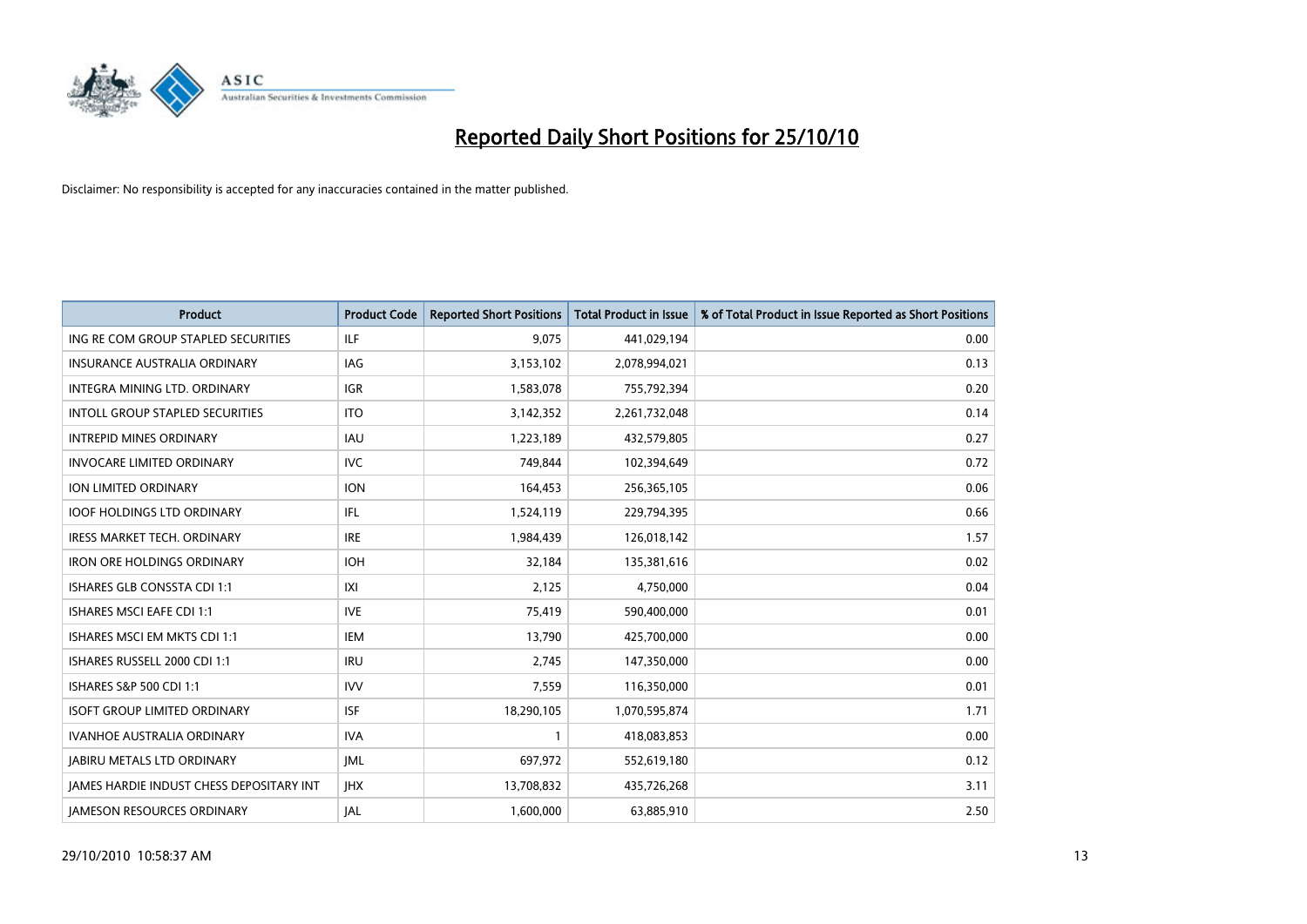# Reported Daily Short Positions for 25/10/10

Disclaimer: No responsibility is accepted for any inaccuracies contained in the matter published.

| Product | Product Code | Reported Short Positions | Total Product in Issue | % of Total Product in Issue Reported as Short Positions |
|---|---|---|---|---|
| ING RE COM GROUP STAPLED SECURITIES | ILF | 9,075 | 441,029,194 | 0.00 |
| INSURANCE AUSTRALIA ORDINARY | IAG | 3,153,102 | 2,078,994,021 | 0.13 |
| INTEGRA MINING LTD. ORDINARY | IGR | 1,583,078 | 755,792,394 | 0.20 |
| INTOLL GROUP STAPLED SECURITIES | ITO | 3,142,352 | 2,261,732,048 | 0.14 |
| INTREPID MINES ORDINARY | IAU | 1,223,189 | 432,579,805 | 0.27 |
| INVOCARE LIMITED ORDINARY | IVC | 749,844 | 102,394,649 | 0.72 |
| ION LIMITED ORDINARY | ION | 164,453 | 256,365,105 | 0.06 |
| IOOF HOLDINGS LTD ORDINARY | IFL | 1,524,119 | 229,794,395 | 0.66 |
| IRESS MARKET TECH. ORDINARY | IRE | 1,984,439 | 126,018,142 | 1.57 |
| IRON ORE HOLDINGS ORDINARY | IOH | 32,184 | 135,381,616 | 0.02 |
| ISHARES GLB CONSSTA CDI 1:1 | IXI | 2,125 | 4,750,000 | 0.04 |
| ISHARES MSCI EAFE CDI 1:1 | IVE | 75,419 | 590,400,000 | 0.01 |
| ISHARES MSCI EM MKTS CDI 1:1 | IEM | 13,790 | 425,700,000 | 0.00 |
| ISHARES RUSSELL 2000 CDI 1:1 | IRU | 2,745 | 147,350,000 | 0.00 |
| ISHARES S&P 500 CDI 1:1 | IVV | 7,559 | 116,350,000 | 0.01 |
| ISOFT GROUP LIMITED ORDINARY | ISF | 18,290,105 | 1,070,595,874 | 1.71 |
| IVANHOE AUSTRALIA ORDINARY | IVA | 1 | 418,083,853 | 0.00 |
| JABIRU METALS LTD ORDINARY | JML | 697,972 | 552,619,180 | 0.12 |
| JAMES HARDIE INDUST CHESS DEPOSITARY INT | JHX | 13,708,832 | 435,726,268 | 3.11 |
| JAMESON RESOURCES ORDINARY | JAL | 1,600,000 | 63,885,910 | 2.50 |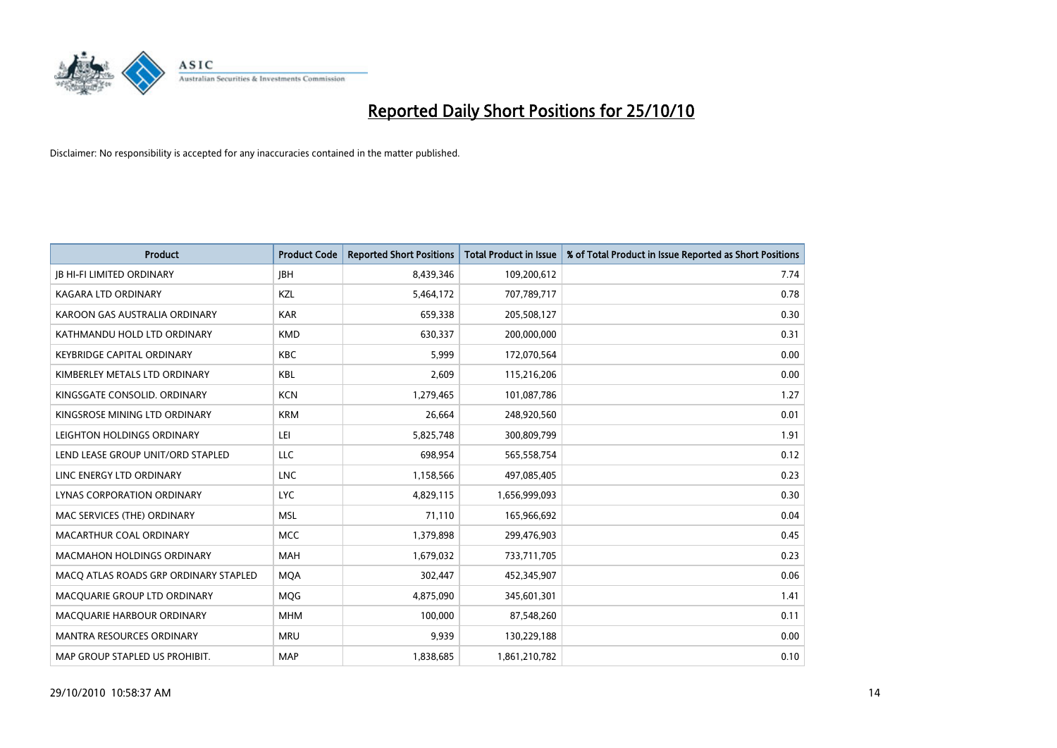# Reported Daily Short Positions for 25/10/10

Disclaimer: No responsibility is accepted for any inaccuracies contained in the matter published.

| Product | Product Code | Reported Short Positions | Total Product in Issue | % of Total Product in Issue Reported as Short Positions |
|---|---|---|---|---|
| JB HI-FI LIMITED ORDINARY | JBH | 8,439,346 | 109,200,612 | 7.74 |
| KAGARA LTD ORDINARY | KZL | 5,464,172 | 707,789,717 | 0.78 |
| KAROON GAS AUSTRALIA ORDINARY | KAR | 659,338 | 205,508,127 | 0.30 |
| KATHMANDU HOLD LTD ORDINARY | KMD | 630,337 | 200,000,000 | 0.31 |
| KEYBRIDGE CAPITAL ORDINARY | KBC | 5,999 | 172,070,564 | 0.00 |
| KIMBERLEY METALS LTD ORDINARY | KBL | 2,609 | 115,216,206 | 0.00 |
| KINGSGATE CONSOLID. ORDINARY | KCN | 1,279,465 | 101,087,786 | 1.27 |
| KINGSROSE MINING LTD ORDINARY | KRM | 26,664 | 248,920,560 | 0.01 |
| LEIGHTON HOLDINGS ORDINARY | LEI | 5,825,748 | 300,809,799 | 1.91 |
| LEND LEASE GROUP UNIT/ORD STAPLED | LLC | 698,954 | 565,558,754 | 0.12 |
| LINC ENERGY LTD ORDINARY | LNC | 1,158,566 | 497,085,405 | 0.23 |
| LYNAS CORPORATION ORDINARY | LYC | 4,829,115 | 1,656,999,093 | 0.30 |
| MAC SERVICES (THE) ORDINARY | MSL | 71,110 | 165,966,692 | 0.04 |
| MACARTHUR COAL ORDINARY | MCC | 1,379,898 | 299,476,903 | 0.45 |
| MACMAHON HOLDINGS ORDINARY | MAH | 1,679,032 | 733,711,705 | 0.23 |
| MACQ ATLAS ROADS GRP ORDINARY STAPLED | MQA | 302,447 | 452,345,907 | 0.06 |
| MACQUARIE GROUP LTD ORDINARY | MQG | 4,875,090 | 345,601,301 | 1.41 |
| MACQUARIE HARBOUR ORDINARY | MHM | 100,000 | 87,548,260 | 0.11 |
| MANTRA RESOURCES ORDINARY | MRU | 9,939 | 130,229,188 | 0.00 |
| MAP GROUP STAPLED US PROHIBIT. | MAP | 1,838,685 | 1,861,210,782 | 0.10 |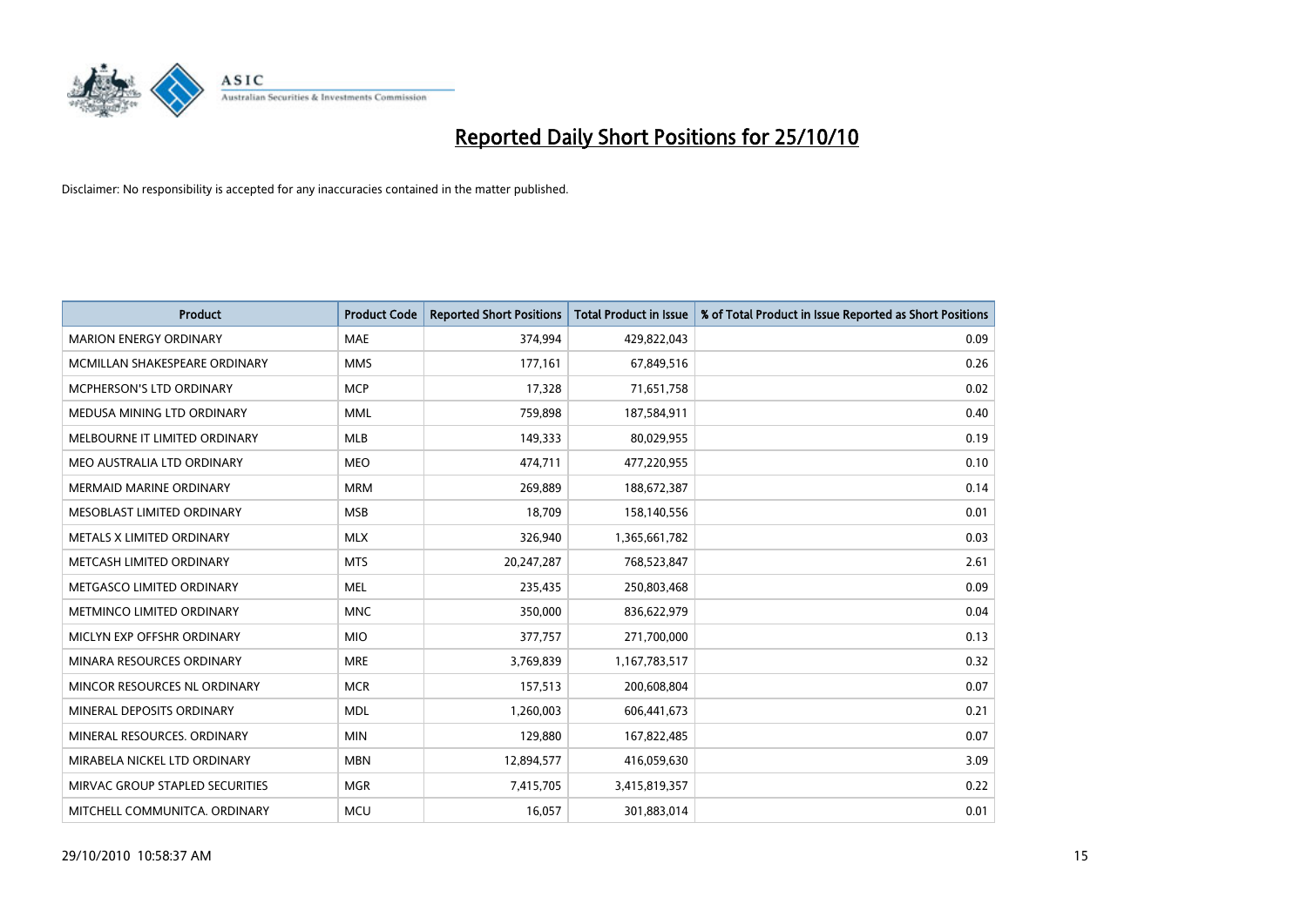# Reported Daily Short Positions for 25/10/10

Disclaimer: No responsibility is accepted for any inaccuracies contained in the matter published.

| Product | Product Code | Reported Short Positions | Total Product in Issue | % of Total Product in Issue Reported as Short Positions |
| --- | --- | --- | --- | --- |
| MARION ENERGY ORDINARY | MAE | 374,994 | 429,822,043 | 0.09 |
| MCMILLAN SHAKESPEARE ORDINARY | MMS | 177,161 | 67,849,516 | 0.26 |
| MCPHERSON'S LTD ORDINARY | MCP | 17,328 | 71,651,758 | 0.02 |
| MEDUSA MINING LTD ORDINARY | MML | 759,898 | 187,584,911 | 0.40 |
| MELBOURNE IT LIMITED ORDINARY | MLB | 149,333 | 80,029,955 | 0.19 |
| MEO AUSTRALIA LTD ORDINARY | MEO | 474,711 | 477,220,955 | 0.10 |
| MERMAID MARINE ORDINARY | MRM | 269,889 | 188,672,387 | 0.14 |
| MESOBLAST LIMITED ORDINARY | MSB | 18,709 | 158,140,556 | 0.01 |
| METALS X LIMITED ORDINARY | MLX | 326,940 | 1,365,661,782 | 0.03 |
| METCASH LIMITED ORDINARY | MTS | 20,247,287 | 768,523,847 | 2.61 |
| METGASCO LIMITED ORDINARY | MEL | 235,435 | 250,803,468 | 0.09 |
| METMINCO LIMITED ORDINARY | MNC | 350,000 | 836,622,979 | 0.04 |
| MICLYN EXP OFFSHR ORDINARY | MIO | 377,757 | 271,700,000 | 0.13 |
| MINARA RESOURCES ORDINARY | MRE | 3,769,839 | 1,167,783,517 | 0.32 |
| MINCOR RESOURCES NL ORDINARY | MCR | 157,513 | 200,608,804 | 0.07 |
| MINERAL DEPOSITS ORDINARY | MDL | 1,260,003 | 606,441,673 | 0.21 |
| MINERAL RESOURCES. ORDINARY | MIN | 129,880 | 167,822,485 | 0.07 |
| MIRABELA NICKEL LTD ORDINARY | MBN | 12,894,577 | 416,059,630 | 3.09 |
| MIRVAC GROUP STAPLED SECURITIES | MGR | 7,415,705 | 3,415,819,357 | 0.22 |
| MITCHELL COMMUNITCA. ORDINARY | MCU | 16,057 | 301,883,014 | 0.01 |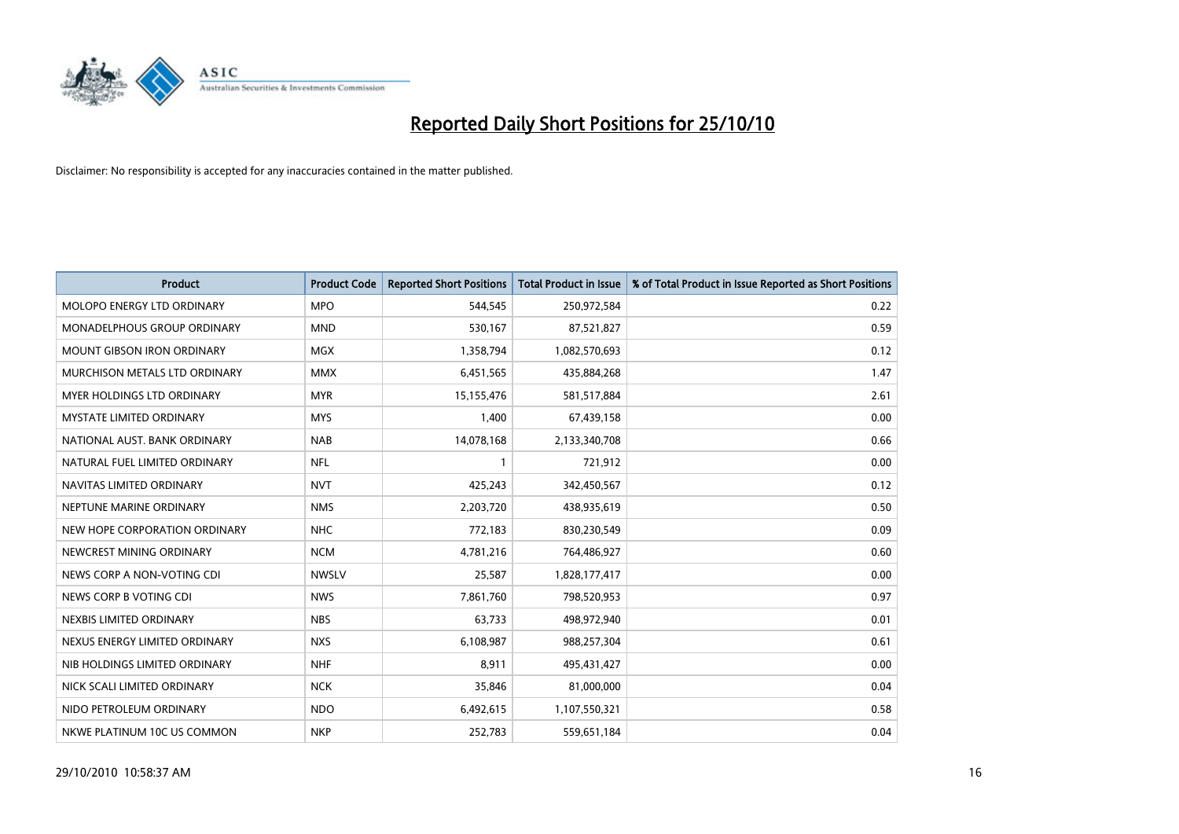# Reported Daily Short Positions for 25/10/10

Disclaimer: No responsibility is accepted for any inaccuracies contained in the matter published.

| Product | Product Code | Reported Short Positions | Total Product in Issue | % of Total Product in Issue Reported as Short Positions |
|---|---|---|---|---|
| MOLOPO ENERGY LTD ORDINARY | MPO | 544,545 | 250,972,584 | 0.22 |
| MONADELPHOUS GROUP ORDINARY | MND | 530,167 | 87,521,827 | 0.59 |
| MOUNT GIBSON IRON ORDINARY | MGX | 1,358,794 | 1,082,570,693 | 0.12 |
| MURCHISON METALS LTD ORDINARY | MMX | 6,451,565 | 435,884,268 | 1.47 |
| MYER HOLDINGS LTD ORDINARY | MYR | 15,155,476 | 581,517,884 | 2.61 |
| MYSTATE LIMITED ORDINARY | MYS | 1,400 | 67,439,158 | 0.00 |
| NATIONAL AUST. BANK ORDINARY | NAB | 14,078,168 | 2,133,340,708 | 0.66 |
| NATURAL FUEL LIMITED ORDINARY | NFL | 1 | 721,912 | 0.00 |
| NAVITAS LIMITED ORDINARY | NVT | 425,243 | 342,450,567 | 0.12 |
| NEPTUNE MARINE ORDINARY | NMS | 2,203,720 | 438,935,619 | 0.50 |
| NEW HOPE CORPORATION ORDINARY | NHC | 772,183 | 830,230,549 | 0.09 |
| NEWCREST MINING ORDINARY | NCM | 4,781,216 | 764,486,927 | 0.60 |
| NEWS CORP A NON-VOTING CDI | NWSLV | 25,587 | 1,828,177,417 | 0.00 |
| NEWS CORP B VOTING CDI | NWS | 7,861,760 | 798,520,953 | 0.97 |
| NEXBIS LIMITED ORDINARY | NBS | 63,733 | 498,972,940 | 0.01 |
| NEXUS ENERGY LIMITED ORDINARY | NXS | 6,108,987 | 988,257,304 | 0.61 |
| NIB HOLDINGS LIMITED ORDINARY | NHF | 8,911 | 495,431,427 | 0.00 |
| NICK SCALI LIMITED ORDINARY | NCK | 35,846 | 81,000,000 | 0.04 |
| NIDO PETROLEUM ORDINARY | NDO | 6,492,615 | 1,107,550,321 | 0.58 |
| NKWE PLATINUM 10C US COMMON | NKP | 252,783 | 559,651,184 | 0.04 |

29/10/2010 10:58:37 AM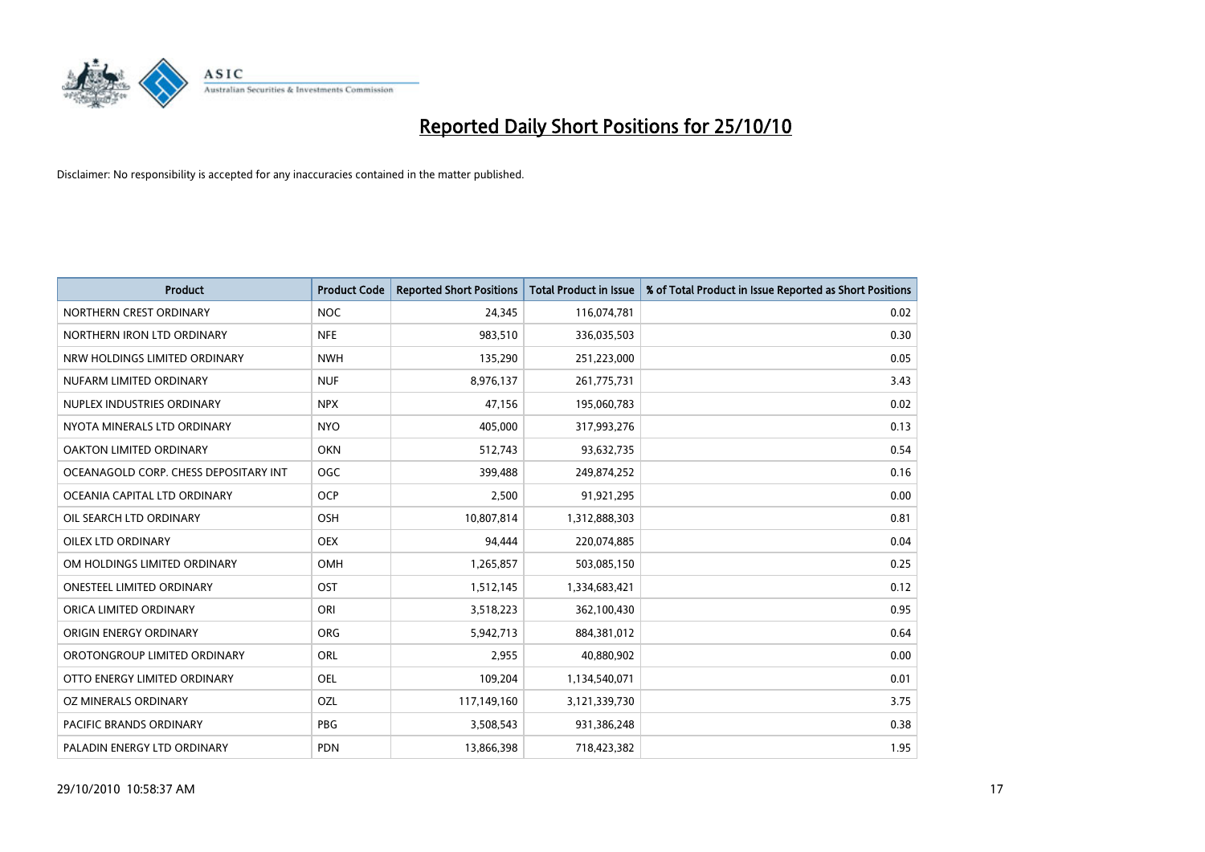# Reported Daily Short Positions for 25/10/10

Disclaimer: No responsibility is accepted for any inaccuracies contained in the matter published.

| Product | Product Code | Reported Short Positions | Total Product in Issue | % of Total Product in Issue Reported as Short Positions |
|---|---|---|---|---|
| NORTHERN CREST ORDINARY | NOC | 24,345 | 116,074,781 | 0.02 |
| NORTHERN IRON LTD ORDINARY | NFE | 983,510 | 336,035,503 | 0.30 |
| NRW HOLDINGS LIMITED ORDINARY | NWH | 135,290 | 251,223,000 | 0.05 |
| NUFARM LIMITED ORDINARY | NUF | 8,976,137 | 261,775,731 | 3.43 |
| NUPLEX INDUSTRIES ORDINARY | NPX | 47,156 | 195,060,783 | 0.02 |
| NYOTA MINERALS LTD ORDINARY | NYO | 405,000 | 317,993,276 | 0.13 |
| OAKTON LIMITED ORDINARY | OKN | 512,743 | 93,632,735 | 0.54 |
| OCEANAGOLD CORP. CHESS DEPOSITARY INT | OGC | 399,488 | 249,874,252 | 0.16 |
| OCEANIA CAPITAL LTD ORDINARY | OCP | 2,500 | 91,921,295 | 0.00 |
| OIL SEARCH LTD ORDINARY | OSH | 10,807,814 | 1,312,888,303 | 0.81 |
| OILEX LTD ORDINARY | OEX | 94,444 | 220,074,885 | 0.04 |
| OM HOLDINGS LIMITED ORDINARY | OMH | 1,265,857 | 503,085,150 | 0.25 |
| ONESTEEL LIMITED ORDINARY | OST | 1,512,145 | 1,334,683,421 | 0.12 |
| ORICA LIMITED ORDINARY | ORI | 3,518,223 | 362,100,430 | 0.95 |
| ORIGIN ENERGY ORDINARY | ORG | 5,942,713 | 884,381,012 | 0.64 |
| OROTONGROUP LIMITED ORDINARY | ORL | 2,955 | 40,880,902 | 0.00 |
| OTTO ENERGY LIMITED ORDINARY | OEL | 109,204 | 1,134,540,071 | 0.01 |
| OZ MINERALS ORDINARY | OZL | 117,149,160 | 3,121,339,730 | 3.75 |
| PACIFIC BRANDS ORDINARY | PBG | 3,508,543 | 931,386,248 | 0.38 |
| PALADIN ENERGY LTD ORDINARY | PDN | 13,866,398 | 718,423,382 | 1.95 |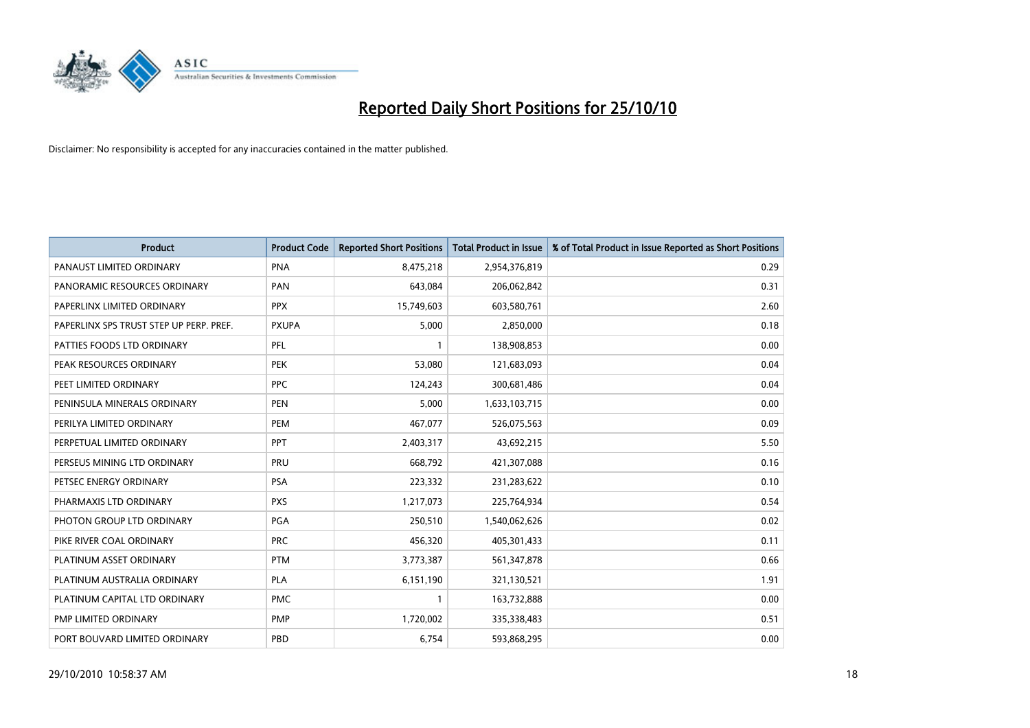# Reported Daily Short Positions for 25/10/10

Disclaimer: No responsibility is accepted for any inaccuracies contained in the matter published.

| Product | Product Code | Reported Short Positions | Total Product in Issue | % of Total Product in Issue Reported as Short Positions |
|---|---|---|---|---|
| PANAUST LIMITED ORDINARY | PNA | 8,475,218 | 2,954,376,819 | 0.29 |
| PANORAMIC RESOURCES ORDINARY | PAN | 643,084 | 206,062,842 | 0.31 |
| PAPERLINX LIMITED ORDINARY | PPX | 15,749,603 | 603,580,761 | 2.60 |
| PAPERLINX SPS TRUST STEP UP PERP. PREF. | PXUPA | 5,000 | 2,850,000 | 0.18 |
| PATTIES FOODS LTD ORDINARY | PFL | 1 | 138,908,853 | 0.00 |
| PEAK RESOURCES ORDINARY | PEK | 53,080 | 121,683,093 | 0.04 |
| PEET LIMITED ORDINARY | PPC | 124,243 | 300,681,486 | 0.04 |
| PENINSULA MINERALS ORDINARY | PEN | 5,000 | 1,633,103,715 | 0.00 |
| PERILYA LIMITED ORDINARY | PEM | 467,077 | 526,075,563 | 0.09 |
| PERPETUAL LIMITED ORDINARY | PPT | 2,403,317 | 43,692,215 | 5.50 |
| PERSEUS MINING LTD ORDINARY | PRU | 668,792 | 421,307,088 | 0.16 |
| PETSEC ENERGY ORDINARY | PSA | 223,332 | 231,283,622 | 0.10 |
| PHARMAXIS LTD ORDINARY | PXS | 1,217,073 | 225,764,934 | 0.54 |
| PHOTON GROUP LTD ORDINARY | PGA | 250,510 | 1,540,062,626 | 0.02 |
| PIKE RIVER COAL ORDINARY | PRC | 456,320 | 405,301,433 | 0.11 |
| PLATINUM ASSET ORDINARY | PTM | 3,773,387 | 561,347,878 | 0.66 |
| PLATINUM AUSTRALIA ORDINARY | PLA | 6,151,190 | 321,130,521 | 1.91 |
| PLATINUM CAPITAL LTD ORDINARY | PMC | 1 | 163,732,888 | 0.00 |
| PMP LIMITED ORDINARY | PMP | 1,720,002 | 335,338,483 | 0.51 |
| PORT BOUVARD LIMITED ORDINARY | PBD | 6,754 | 593,868,295 | 0.00 |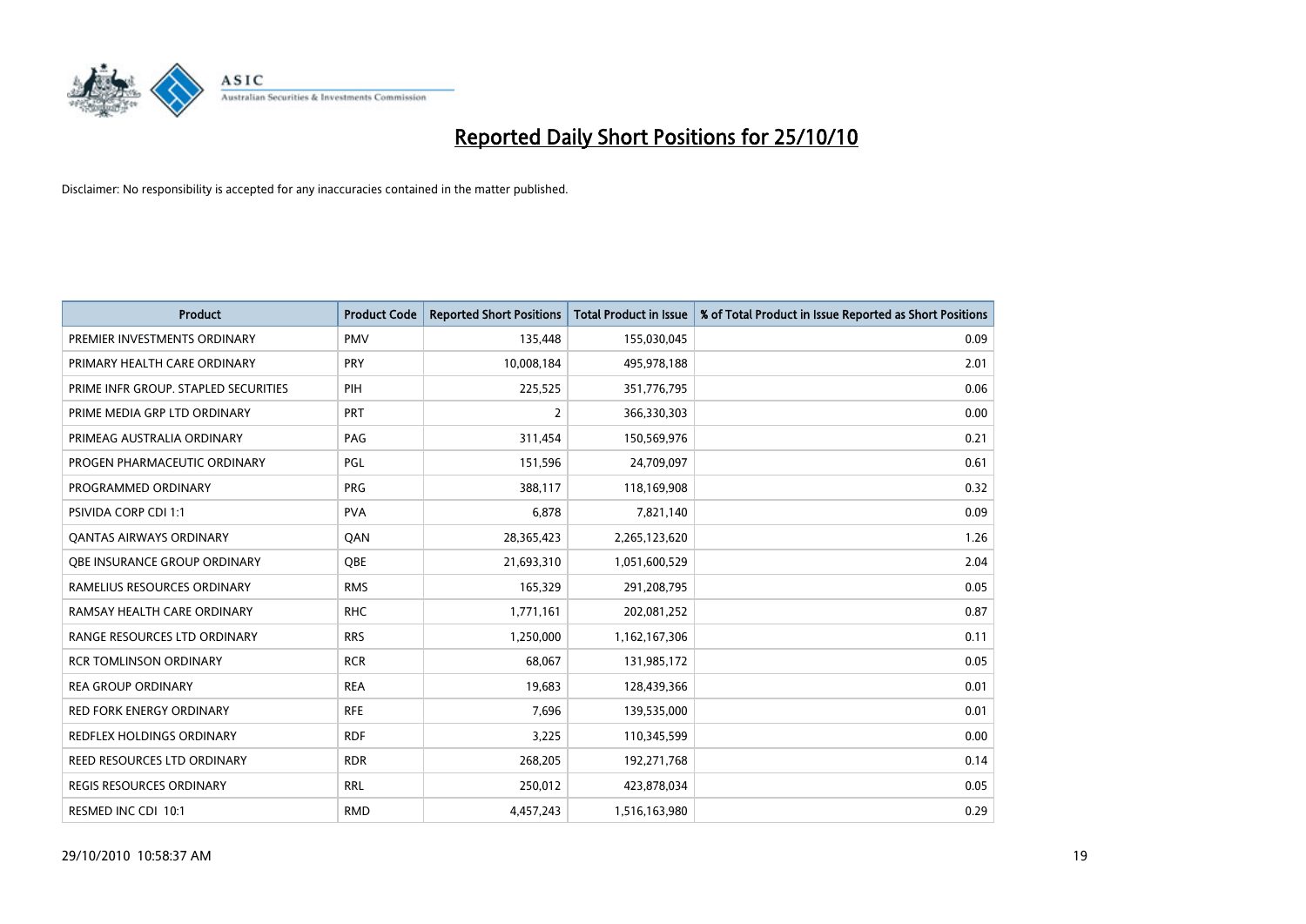# Reported Daily Short Positions for 25/10/10

Disclaimer: No responsibility is accepted for any inaccuracies contained in the matter published.

| Product | Product Code | Reported Short Positions | Total Product in Issue | % of Total Product in Issue Reported as Short Positions |
|---|---|---|---|---|
| PREMIER INVESTMENTS ORDINARY | PMV | 135,448 | 155,030,045 | 0.09 |
| PRIMARY HEALTH CARE ORDINARY | PRY | 10,008,184 | 495,978,188 | 2.01 |
| PRIME INFR GROUP. STAPLED SECURITIES | PIH | 225,525 | 351,776,795 | 0.06 |
| PRIME MEDIA GRP LTD ORDINARY | PRT | 2 | 366,330,303 | 0.00 |
| PRIMEAG AUSTRALIA ORDINARY | PAG | 311,454 | 150,569,976 | 0.21 |
| PROGEN PHARMACEUTIC ORDINARY | PGL | 151,596 | 24,709,097 | 0.61 |
| PROGRAMMED ORDINARY | PRG | 388,117 | 118,169,908 | 0.32 |
| PSIVIDA CORP CDI 1:1 | PVA | 6,878 | 7,821,140 | 0.09 |
| QANTAS AIRWAYS ORDINARY | QAN | 28,365,423 | 2,265,123,620 | 1.26 |
| QBE INSURANCE GROUP ORDINARY | QBE | 21,693,310 | 1,051,600,529 | 2.04 |
| RAMELIUS RESOURCES ORDINARY | RMS | 165,329 | 291,208,795 | 0.05 |
| RAMSAY HEALTH CARE ORDINARY | RHC | 1,771,161 | 202,081,252 | 0.87 |
| RANGE RESOURCES LTD ORDINARY | RRS | 1,250,000 | 1,162,167,306 | 0.11 |
| RCR TOMLINSON ORDINARY | RCR | 68,067 | 131,985,172 | 0.05 |
| REA GROUP ORDINARY | REA | 19,683 | 128,439,366 | 0.01 |
| RED FORK ENERGY ORDINARY | RFE | 7,696 | 139,535,000 | 0.01 |
| REDFLEX HOLDINGS ORDINARY | RDF | 3,225 | 110,345,599 | 0.00 |
| REED RESOURCES LTD ORDINARY | RDR | 268,205 | 192,271,768 | 0.14 |
| REGIS RESOURCES ORDINARY | RRL | 250,012 | 423,878,034 | 0.05 |
| RESMED INC CDI 10:1 | RMD | 4,457,243 | 1,516,163,980 | 0.29 |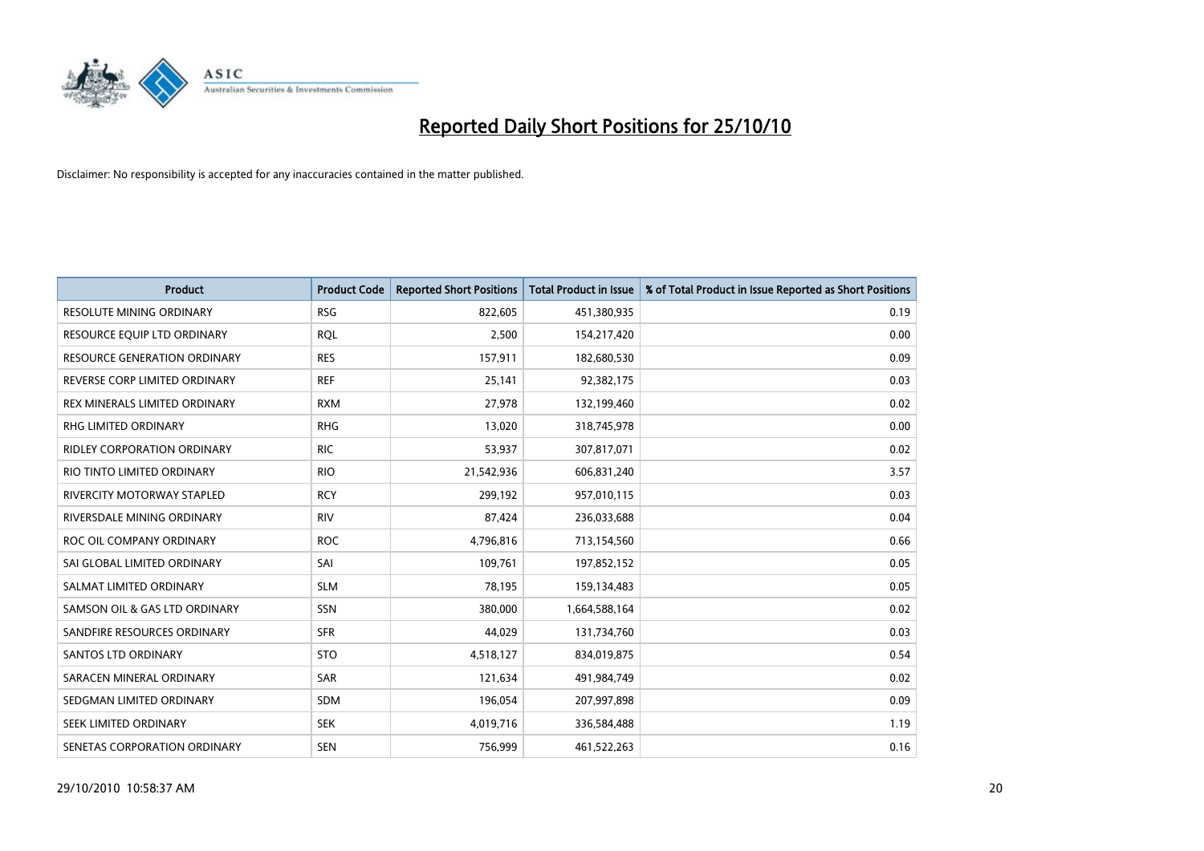# Reported Daily Short Positions for 25/10/10

Disclaimer: No responsibility is accepted for any inaccuracies contained in the matter published.

| Product | Product Code | Reported Short Positions | Total Product in Issue | % of Total Product in Issue Reported as Short Positions |
|---|---|---|---|---|
| RESOLUTE MINING ORDINARY | RSG | 822,605 | 451,380,935 | 0.19 |
| RESOURCE EQUIP LTD ORDINARY | RQL | 2,500 | 154,217,420 | 0.00 |
| RESOURCE GENERATION ORDINARY | RES | 157,911 | 182,680,530 | 0.09 |
| REVERSE CORP LIMITED ORDINARY | REF | 25,141 | 92,382,175 | 0.03 |
| REX MINERALS LIMITED ORDINARY | RXM | 27,978 | 132,199,460 | 0.02 |
| RHG LIMITED ORDINARY | RHG | 13,020 | 318,745,978 | 0.00 |
| RIDLEY CORPORATION ORDINARY | RIC | 53,937 | 307,817,071 | 0.02 |
| RIO TINTO LIMITED ORDINARY | RIO | 21,542,936 | 606,831,240 | 3.57 |
| RIVERCITY MOTORWAY STAPLED | RCY | 299,192 | 957,010,115 | 0.03 |
| RIVERSDALE MINING ORDINARY | RIV | 87,424 | 236,033,688 | 0.04 |
| ROC OIL COMPANY ORDINARY | ROC | 4,796,816 | 713,154,560 | 0.66 |
| SAI GLOBAL LIMITED ORDINARY | SAI | 109,761 | 197,852,152 | 0.05 |
| SALMAT LIMITED ORDINARY | SLM | 78,195 | 159,134,483 | 0.05 |
| SAMSON OIL & GAS LTD ORDINARY | SSN | 380,000 | 1,664,588,164 | 0.02 |
| SANDFIRE RESOURCES ORDINARY | SFR | 44,029 | 131,734,760 | 0.03 |
| SANTOS LTD ORDINARY | STO | 4,518,127 | 834,019,875 | 0.54 |
| SARACEN MINERAL ORDINARY | SAR | 121,634 | 491,984,749 | 0.02 |
| SEDGMAN LIMITED ORDINARY | SDM | 196,054 | 207,997,898 | 0.09 |
| SEEK LIMITED ORDINARY | SEK | 4,019,716 | 336,584,488 | 1.19 |
| SENETAS CORPORATION ORDINARY | SEN | 756,999 | 461,522,263 | 0.16 |

29/10/2010 10:58:37 AM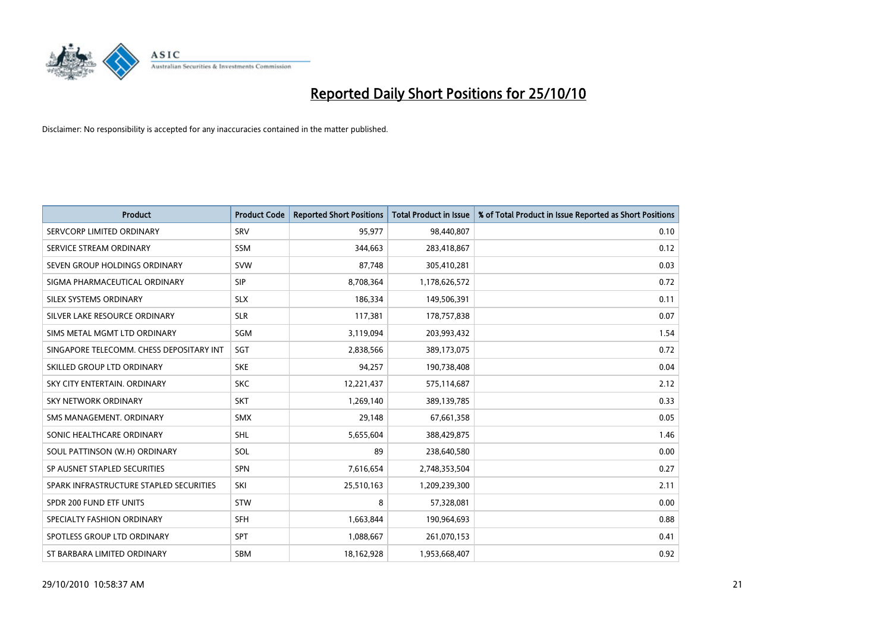# Reported Daily Short Positions for 25/10/10

Disclaimer: No responsibility is accepted for any inaccuracies contained in the matter published.

| Product | Product Code | Reported Short Positions | Total Product in Issue | % of Total Product in Issue Reported as Short Positions |
|---|---|---|---|---|
| SERVCORP LIMITED ORDINARY | SRV | 95,977 | 98,440,807 | 0.10 |
| SERVICE STREAM ORDINARY | SSM | 344,663 | 283,418,867 | 0.12 |
| SEVEN GROUP HOLDINGS ORDINARY | SVW | 87,748 | 305,410,281 | 0.03 |
| SIGMA PHARMACEUTICAL ORDINARY | SIP | 8,708,364 | 1,178,626,572 | 0.72 |
| SILEX SYSTEMS ORDINARY | SLX | 186,334 | 149,506,391 | 0.11 |
| SILVER LAKE RESOURCE ORDINARY | SLR | 117,381 | 178,757,838 | 0.07 |
| SIMS METAL MGMT LTD ORDINARY | SGM | 3,119,094 | 203,993,432 | 1.54 |
| SINGAPORE TELECOMM. CHESS DEPOSITARY INT | SGT | 2,838,566 | 389,173,075 | 0.72 |
| SKILLED GROUP LTD ORDINARY | SKE | 94,257 | 190,738,408 | 0.04 |
| SKY CITY ENTERTAIN. ORDINARY | SKC | 12,221,437 | 575,114,687 | 2.12 |
| SKY NETWORK ORDINARY | SKT | 1,269,140 | 389,139,785 | 0.33 |
| SMS MANAGEMENT. ORDINARY | SMX | 29,148 | 67,661,358 | 0.05 |
| SONIC HEALTHCARE ORDINARY | SHL | 5,655,604 | 388,429,875 | 1.46 |
| SOUL PATTINSON (W.H) ORDINARY | SOL | 89 | 238,640,580 | 0.00 |
| SP AUSNET STAPLED SECURITIES | SPN | 7,616,654 | 2,748,353,504 | 0.27 |
| SPARK INFRASTRUCTURE STAPLED SECURITIES | SKI | 25,510,163 | 1,209,239,300 | 2.11 |
| SPDR 200 FUND ETF UNITS | STW | 8 | 57,328,081 | 0.00 |
| SPECIALTY FASHION ORDINARY | SFH | 1,663,844 | 190,964,693 | 0.88 |
| SPOTLESS GROUP LTD ORDINARY | SPT | 1,088,667 | 261,070,153 | 0.41 |
| ST BARBARA LIMITED ORDINARY | SBM | 18,162,928 | 1,953,668,407 | 0.92 |

29/10/2010 10:58:37 AM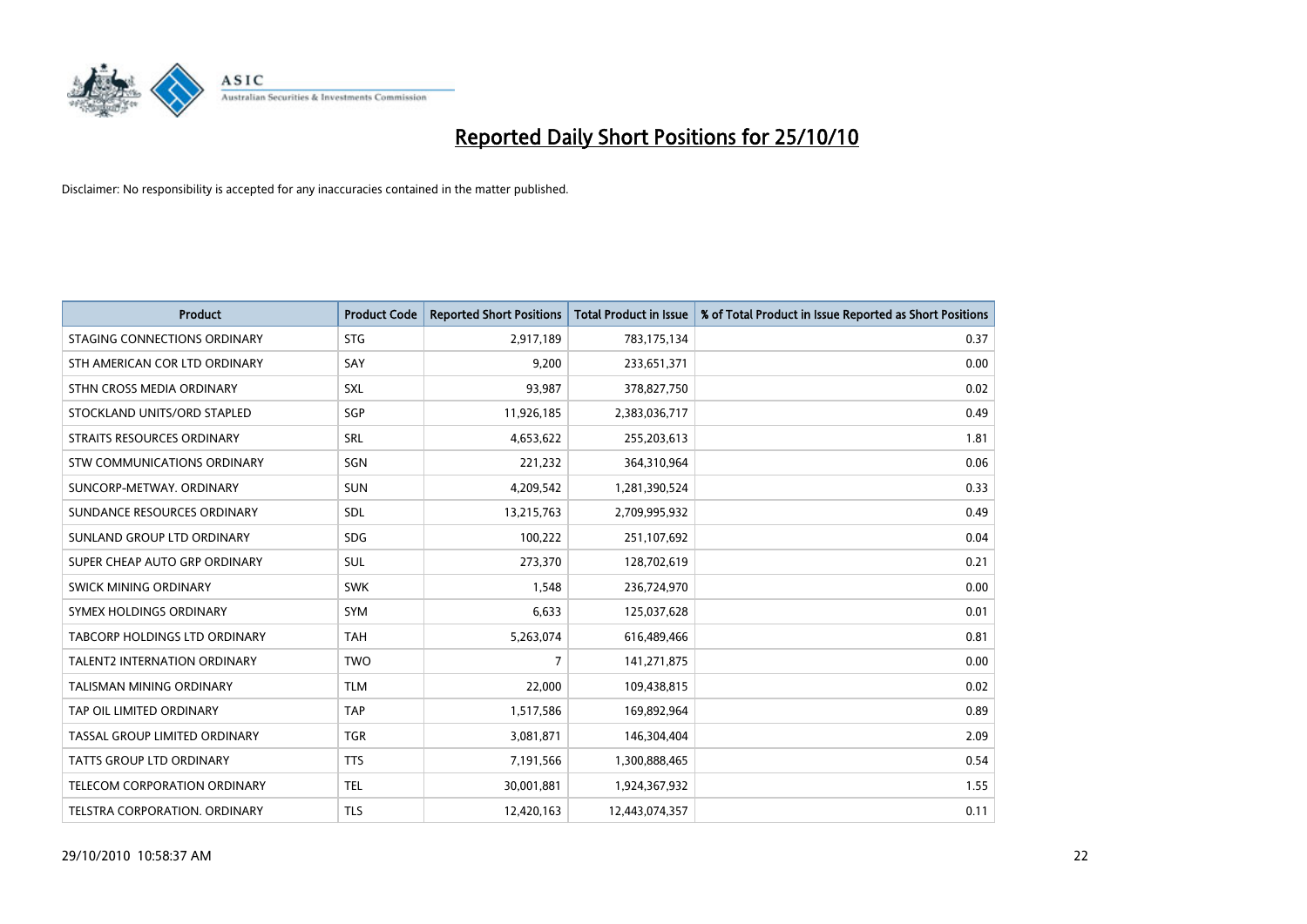# Reported Daily Short Positions for 25/10/10

Disclaimer: No responsibility is accepted for any inaccuracies contained in the matter published.

| Product | Product Code | Reported Short Positions | Total Product in Issue | % of Total Product in Issue Reported as Short Positions |
|---|---|---|---|---|
| STAGING CONNECTIONS ORDINARY | STG | 2,917,189 | 783,175,134 | 0.37 |
| STH AMERICAN COR LTD ORDINARY | SAY | 9,200 | 233,651,371 | 0.00 |
| STHN CROSS MEDIA ORDINARY | SXL | 93,987 | 378,827,750 | 0.02 |
| STOCKLAND UNITS/ORD STAPLED | SGP | 11,926,185 | 2,383,036,717 | 0.49 |
| STRAITS RESOURCES ORDINARY | SRL | 4,653,622 | 255,203,613 | 1.81 |
| STW COMMUNICATIONS ORDINARY | SGN | 221,232 | 364,310,964 | 0.06 |
| SUNCORP-METWAY. ORDINARY | SUN | 4,209,542 | 1,281,390,524 | 0.33 |
| SUNDANCE RESOURCES ORDINARY | SDL | 13,215,763 | 2,709,995,932 | 0.49 |
| SUNLAND GROUP LTD ORDINARY | SDG | 100,222 | 251,107,692 | 0.04 |
| SUPER CHEAP AUTO GRP ORDINARY | SUL | 273,370 | 128,702,619 | 0.21 |
| SWICK MINING ORDINARY | SWK | 1,548 | 236,724,970 | 0.00 |
| SYMEX HOLDINGS ORDINARY | SYM | 6,633 | 125,037,628 | 0.01 |
| TABCORP HOLDINGS LTD ORDINARY | TAH | 5,263,074 | 616,489,466 | 0.81 |
| TALENT2 INTERNATION ORDINARY | TWO | 7 | 141,271,875 | 0.00 |
| TALISMAN MINING ORDINARY | TLM | 22,000 | 109,438,815 | 0.02 |
| TAP OIL LIMITED ORDINARY | TAP | 1,517,586 | 169,892,964 | 0.89 |
| TASSAL GROUP LIMITED ORDINARY | TGR | 3,081,871 | 146,304,404 | 2.09 |
| TATTS GROUP LTD ORDINARY | TTS | 7,191,566 | 1,300,888,465 | 0.54 |
| TELECOM CORPORATION ORDINARY | TEL | 30,001,881 | 1,924,367,932 | 1.55 |
| TELSTRA CORPORATION. ORDINARY | TLS | 12,420,163 | 12,443,074,357 | 0.11 |

29/10/2010 10:58:37 AM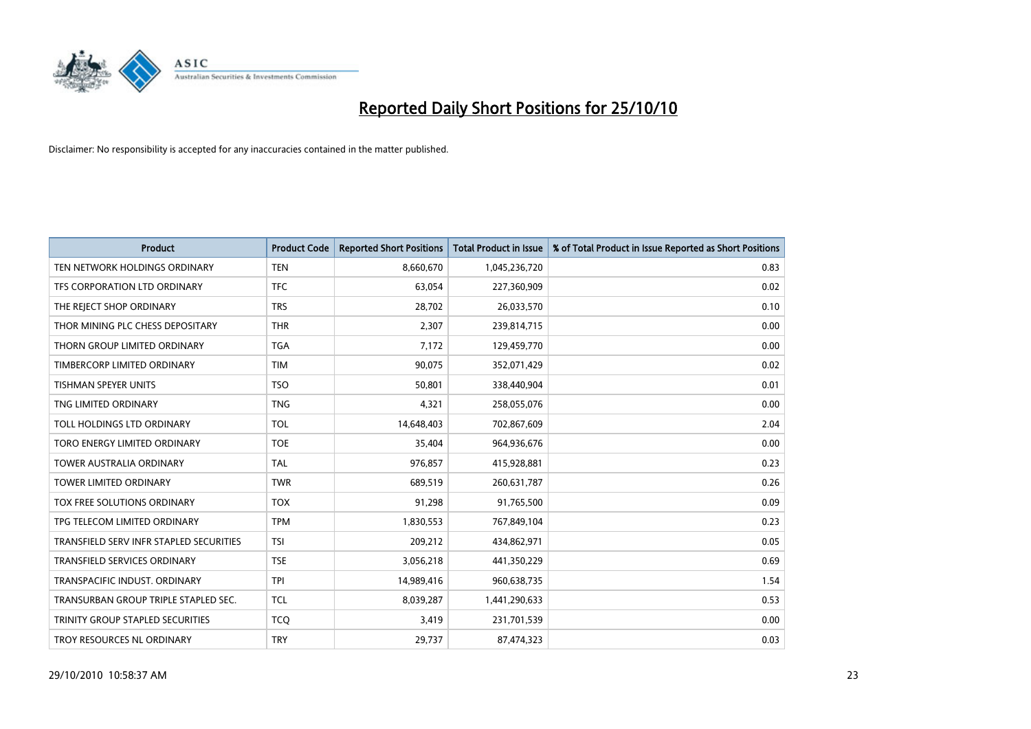# Reported Daily Short Positions for 25/10/10

Disclaimer: No responsibility is accepted for any inaccuracies contained in the matter published.

| Product | Product Code | Reported Short Positions | Total Product in Issue | % of Total Product in Issue Reported as Short Positions |
|---|---|---|---|---|
| TEN NETWORK HOLDINGS ORDINARY | TEN | 8,660,670 | 1,045,236,720 | 0.83 |
| TFS CORPORATION LTD ORDINARY | TFC | 63,054 | 227,360,909 | 0.02 |
| THE REJECT SHOP ORDINARY | TRS | 28,702 | 26,033,570 | 0.10 |
| THOR MINING PLC CHESS DEPOSITARY | THR | 2,307 | 239,814,715 | 0.00 |
| THORN GROUP LIMITED ORDINARY | TGA | 7,172 | 129,459,770 | 0.00 |
| TIMBERCORP LIMITED ORDINARY | TIM | 90,075 | 352,071,429 | 0.02 |
| TISHMAN SPEYER UNITS | TSO | 50,801 | 338,440,904 | 0.01 |
| TNG LIMITED ORDINARY | TNG | 4,321 | 258,055,076 | 0.00 |
| TOLL HOLDINGS LTD ORDINARY | TOL | 14,648,403 | 702,867,609 | 2.04 |
| TORO ENERGY LIMITED ORDINARY | TOE | 35,404 | 964,936,676 | 0.00 |
| TOWER AUSTRALIA ORDINARY | TAL | 976,857 | 415,928,881 | 0.23 |
| TOWER LIMITED ORDINARY | TWR | 689,519 | 260,631,787 | 0.26 |
| TOX FREE SOLUTIONS ORDINARY | TOX | 91,298 | 91,765,500 | 0.09 |
| TPG TELECOM LIMITED ORDINARY | TPM | 1,830,553 | 767,849,104 | 0.23 |
| TRANSFIELD SERV INFR STAPLED SECURITIES | TSI | 209,212 | 434,862,971 | 0.05 |
| TRANSFIELD SERVICES ORDINARY | TSE | 3,056,218 | 441,350,229 | 0.69 |
| TRANSPACIFIC INDUST. ORDINARY | TPI | 14,989,416 | 960,638,735 | 1.54 |
| TRANSURBAN GROUP TRIPLE STAPLED SEC. | TCL | 8,039,287 | 1,441,290,633 | 0.53 |
| TRINITY GROUP STAPLED SECURITIES | TCQ | 3,419 | 231,701,539 | 0.00 |
| TROY RESOURCES NL ORDINARY | TRY | 29,737 | 87,474,323 | 0.03 |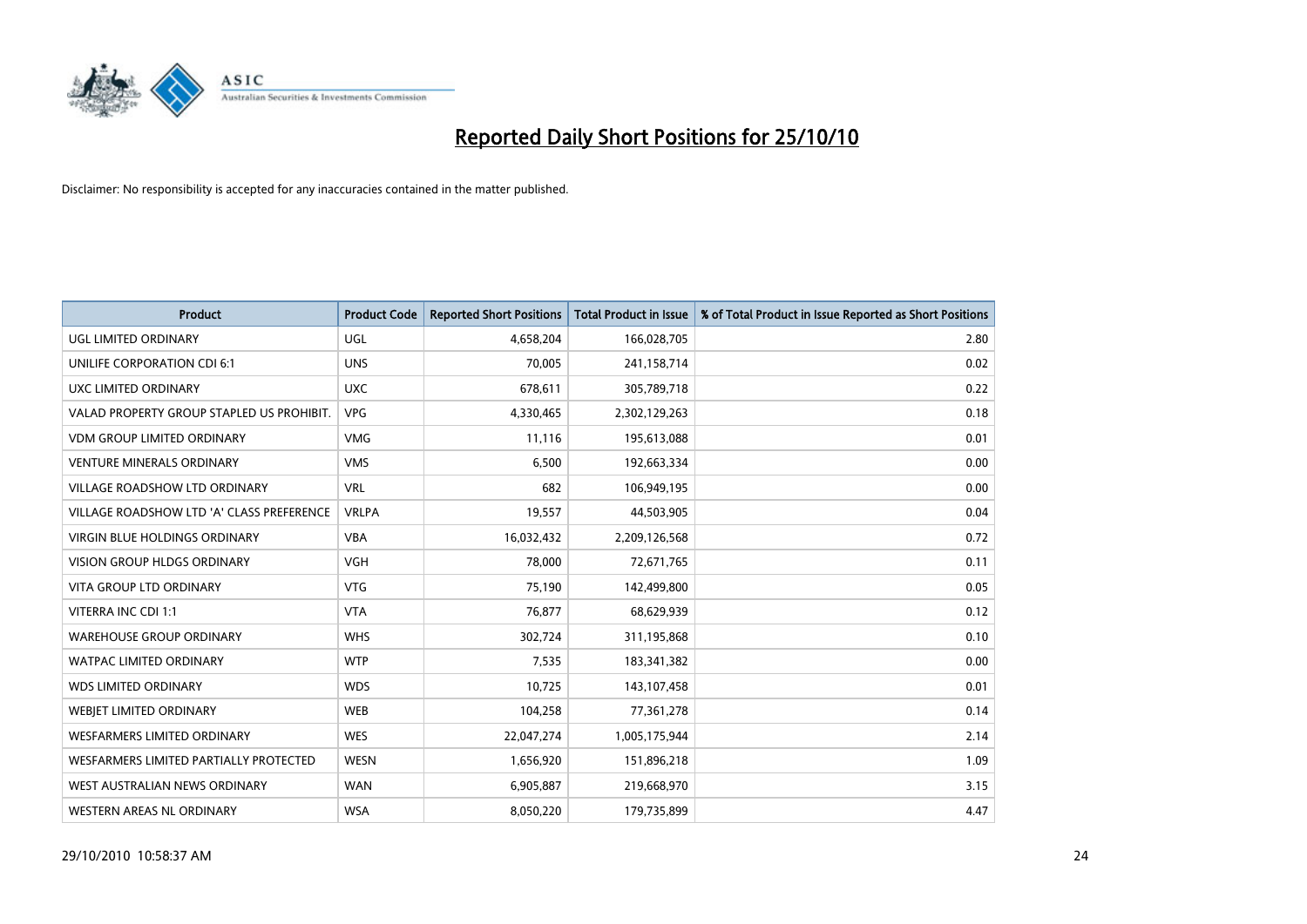# Reported Daily Short Positions for 25/10/10

Disclaimer: No responsibility is accepted for any inaccuracies contained in the matter published.

| Product | Product Code | Reported Short Positions | Total Product in Issue | % of Total Product in Issue Reported as Short Positions |
|---|---|---|---|---|
| UGL LIMITED ORDINARY | UGL | 4,658,204 | 166,028,705 | 2.80 |
| UNILIFE CORPORATION CDI 6:1 | UNS | 70,005 | 241,158,714 | 0.02 |
| UXC LIMITED ORDINARY | UXC | 678,611 | 305,789,718 | 0.22 |
| VALAD PROPERTY GROUP STAPLED US PROHIBIT. | VPG | 4,330,465 | 2,302,129,263 | 0.18 |
| VDM GROUP LIMITED ORDINARY | VMG | 11,116 | 195,613,088 | 0.01 |
| VENTURE MINERALS ORDINARY | VMS | 6,500 | 192,663,334 | 0.00 |
| VILLAGE ROADSHOW LTD ORDINARY | VRL | 682 | 106,949,195 | 0.00 |
| VILLAGE ROADSHOW LTD 'A' CLASS PREFERENCE | VRLPA | 19,557 | 44,503,905 | 0.04 |
| VIRGIN BLUE HOLDINGS ORDINARY | VBA | 16,032,432 | 2,209,126,568 | 0.72 |
| VISION GROUP HLDGS ORDINARY | VGH | 78,000 | 72,671,765 | 0.11 |
| VITA GROUP LTD ORDINARY | VTG | 75,190 | 142,499,800 | 0.05 |
| VITERRA INC CDI 1:1 | VTA | 76,877 | 68,629,939 | 0.12 |
| WAREHOUSE GROUP ORDINARY | WHS | 302,724 | 311,195,868 | 0.10 |
| WATPAC LIMITED ORDINARY | WTP | 7,535 | 183,341,382 | 0.00 |
| WDS LIMITED ORDINARY | WDS | 10,725 | 143,107,458 | 0.01 |
| WEBJET LIMITED ORDINARY | WEB | 104,258 | 77,361,278 | 0.14 |
| WESFARMERS LIMITED ORDINARY | WES | 22,047,274 | 1,005,175,944 | 2.14 |
| WESFARMERS LIMITED PARTIALLY PROTECTED | WESN | 1,656,920 | 151,896,218 | 1.09 |
| WEST AUSTRALIAN NEWS ORDINARY | WAN | 6,905,887 | 219,668,970 | 3.15 |
| WESTERN AREAS NL ORDINARY | WSA | 8,050,220 | 179,735,899 | 4.47 |

29/10/2010 10:58:37 AM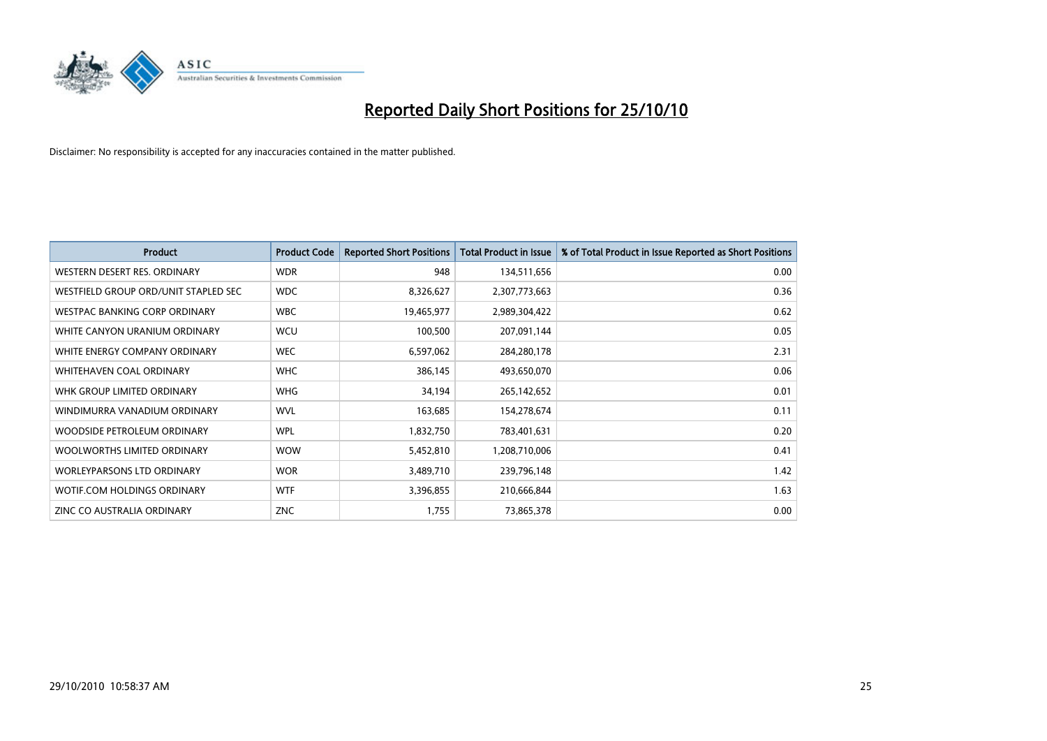# Reported Daily Short Positions for 25/10/10

Disclaimer: No responsibility is accepted for any inaccuracies contained in the matter published.

| Product | Product Code | Reported Short Positions | Total Product in Issue | % of Total Product in Issue Reported as Short Positions |
|---|---|---|---|---|
| WESTERN DESERT RES. ORDINARY | WDR | 948 | 134,511,656 | 0.00 |
| WESTFIELD GROUP ORD/UNIT STAPLED SEC | WDC | 8,326,627 | 2,307,773,663 | 0.36 |
| WESTPAC BANKING CORP ORDINARY | WBC | 19,465,977 | 2,989,304,422 | 0.62 |
| WHITE CANYON URANIUM ORDINARY | WCU | 100,500 | 207,091,144 | 0.05 |
| WHITE ENERGY COMPANY ORDINARY | WEC | 6,597,062 | 284,280,178 | 2.31 |
| WHITEHAVEN COAL ORDINARY | WHC | 386,145 | 493,650,070 | 0.06 |
| WHK GROUP LIMITED ORDINARY | WHG | 34,194 | 265,142,652 | 0.01 |
| WINDIMURRA VANADIUM ORDINARY | WVL | 163,685 | 154,278,674 | 0.11 |
| WOODSIDE PETROLEUM ORDINARY | WPL | 1,832,750 | 783,401,631 | 0.20 |
| WOOLWORTHS LIMITED ORDINARY | WOW | 5,452,810 | 1,208,710,006 | 0.41 |
| WORLEYPARSONS LTD ORDINARY | WOR | 3,489,710 | 239,796,148 | 1.42 |
| WOTIF.COM HOLDINGS ORDINARY | WTF | 3,396,855 | 210,666,844 | 1.63 |
| ZINC CO AUSTRALIA ORDINARY | ZNC | 1,755 | 73,865,378 | 0.00 |